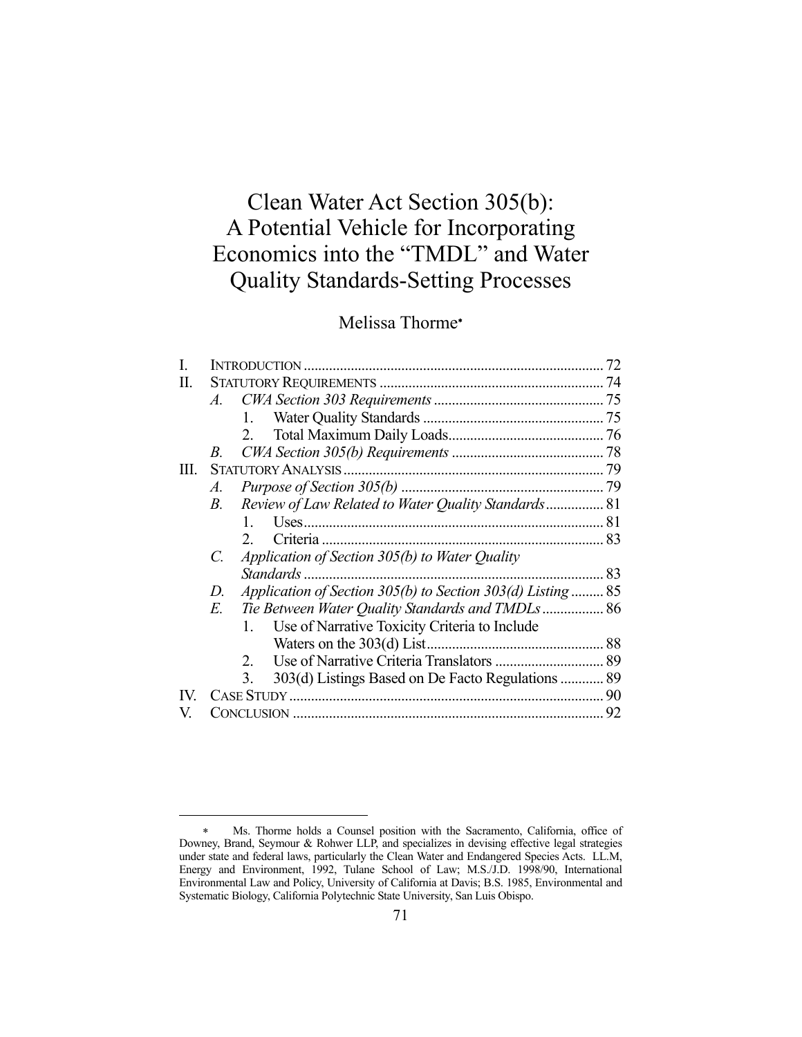# Clean Water Act Section 305(b): A Potential Vehicle for Incorporating Economics into the "TMDL" and Water Quality Standards-Setting Processes

Melissa Thorme*

| | | | | |
|---|---|---|---|---|
| I. | INTRODUCTION | | | 72 |
| II. | STATUTORY REQUIREMENTS | | | 74 |
| | *A.* | *CWA Section 303 Requirements* | | 75 |
| | | 1. | Water Quality Standards | 75 |
| | | 2. | Total Maximum Daily Loads | 76 |
| | *B.* | *CWA Section 305(b) Requirements* | | 78 |
| III. | STATUTORY ANALYSIS | | | 79 |
| | *A.* | *Purpose of Section 305(b)* | | 79 |
| | *B.* | *Review of Law Related to Water Quality Standards* | | 81 |
| | | 1. | Uses | 81 |
| | | 2. | Criteria | 83 |
| | *C.* | *Application of Section 305(b) to Water Quality Standards* | | 83 |
| | *D.* | *Application of Section 305(b) to Section 303(d) Listing* | | 85 |
| | *E.* | *Tie Between Water Quality Standards and TMDLs* | | 86 |
| | | 1. | Use of Narrative Toxicity Criteria to Include Waters on the 303(d) List | 88 |
| | | 2. | Use of Narrative Criteria Translators | 89 |
| | | 3. | 303(d) Listings Based on De Facto Regulations | 89 |
| IV. | CASE STUDY | | | 90 |
| V. | CONCLUSION | | | 92 |

---

* Ms. Thorme holds a Counsel position with the Sacramento, California, office of Downey, Brand, Seymour & Rohwer LLP, and specializes in devising effective legal strategies under state and federal laws, particularly the Clean Water and Endangered Species Acts. LL.M, Energy and Environment, 1992, Tulane School of Law; M.S./J.D. 1998/90, International Environmental Law and Policy, University of California at Davis; B.S. 1985, Environmental and Systematic Biology, California Polytechnic State University, San Luis Obispo.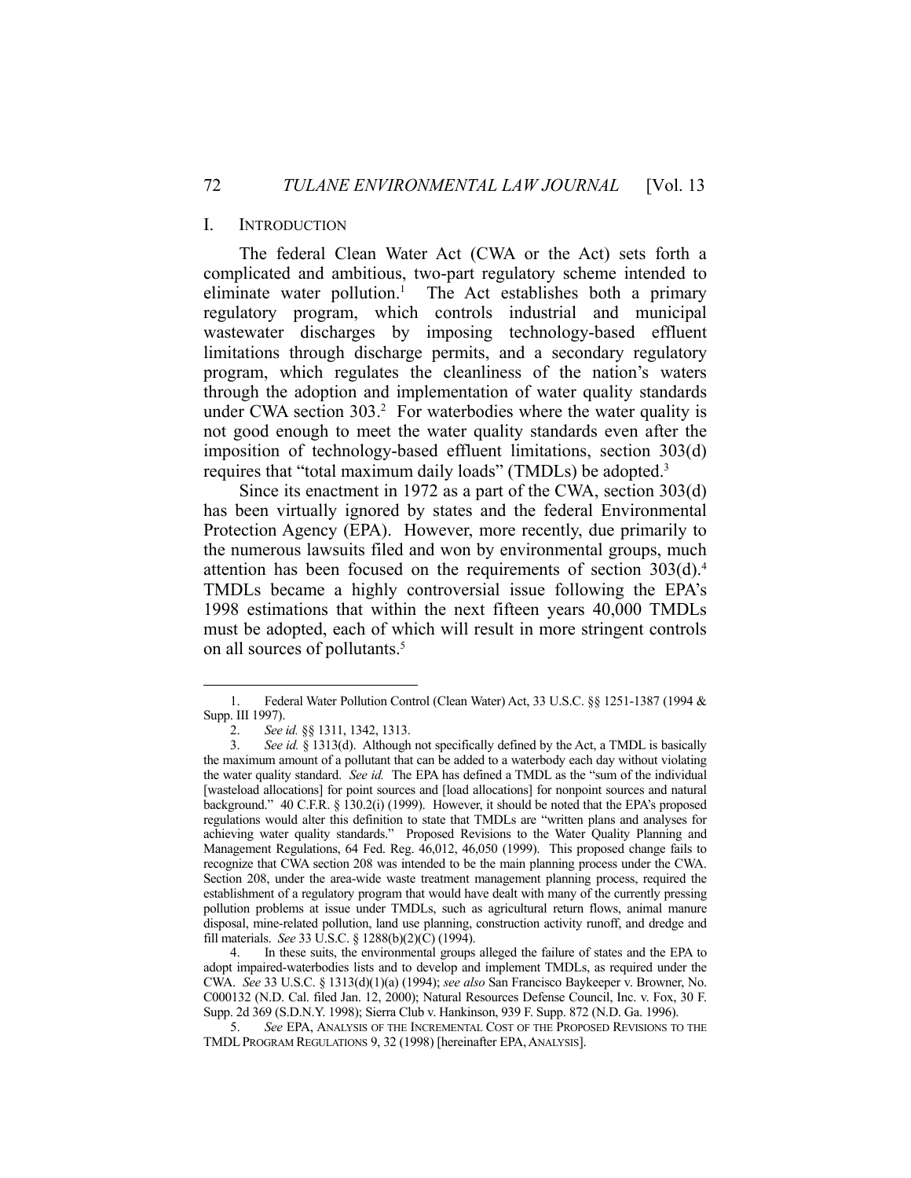## I. INTRODUCTION

The federal Clean Water Act (CWA or the Act) sets forth a complicated and ambitious, two-part regulatory scheme intended to eliminate water pollution.[1] The Act establishes both a primary regulatory program, which controls industrial and municipal wastewater discharges by imposing technology-based effluent limitations through discharge permits, and a secondary regulatory program, which regulates the cleanliness of the nation's waters through the adoption and implementation of water quality standards under CWA section 303.[2] For waterbodies where the water quality is not good enough to meet the water quality standards even after the imposition of technology-based effluent limitations, section 303(d) requires that "total maximum daily loads" (TMDLs) be adopted.[3]

Since its enactment in 1972 as a part of the CWA, section 303(d) has been virtually ignored by states and the federal Environmental Protection Agency (EPA). However, more recently, due primarily to the numerous lawsuits filed and won by environmental groups, much attention has been focused on the requirements of section 303(d).[4] TMDLs became a highly controversial issue following the EPA's 1998 estimations that within the next fifteen years 40,000 TMDLs must be adopted, each of which will result in more stringent controls on all sources of pollutants.[5]

---

1. Federal Water Pollution Control (Clean Water) Act, 33 U.S.C. §§ 1251-1387 (1994 & Supp. III 1997).

2. *See id.* §§ 1311, 1342, 1313.

3. *See id.* § 1313(d). Although not specifically defined by the Act, a TMDL is basically the maximum amount of a pollutant that can be added to a waterbody each day without violating the water quality standard. *See id.* The EPA has defined a TMDL as the "sum of the individual [wasteload allocations] for point sources and [load allocations] for nonpoint sources and natural background." 40 C.F.R. § 130.2(i) (1999). However, it should be noted that the EPA's proposed regulations would alter this definition to state that TMDLs are "written plans and analyses for achieving water quality standards." Proposed Revisions to the Water Quality Planning and Management Regulations, 64 Fed. Reg. 46,012, 46,050 (1999). This proposed change fails to recognize that CWA section 208 was intended to be the main planning process under the CWA. Section 208, under the area-wide waste treatment management planning process, required the establishment of a regulatory program that would have dealt with many of the currently pressing pollution problems at issue under TMDLs, such as agricultural return flows, animal manure disposal, mine-related pollution, land use planning, construction activity runoff, and dredge and fill materials. *See* 33 U.S.C. § 1288(b)(2)(C) (1994).

4. In these suits, the environmental groups alleged the failure of states and the EPA to adopt impaired-waterbodies lists and to develop and implement TMDLs, as required under the CWA. *See* 33 U.S.C. § 1313(d)(1)(a) (1994); *see also* San Francisco Baykeeper v. Browner, No. C000132 (N.D. Cal. filed Jan. 12, 2000); Natural Resources Defense Council, Inc. v. Fox, 30 F. Supp. 2d 369 (S.D.N.Y. 1998); Sierra Club v. Hankinson, 939 F. Supp. 872 (N.D. Ga. 1996).

5. *See* EPA, ANALYSIS OF THE INCREMENTAL COST OF THE PROPOSED REVISIONS TO THE TMDL PROGRAM REGULATIONS 9, 32 (1998) [hereinafter EPA, ANALYSIS].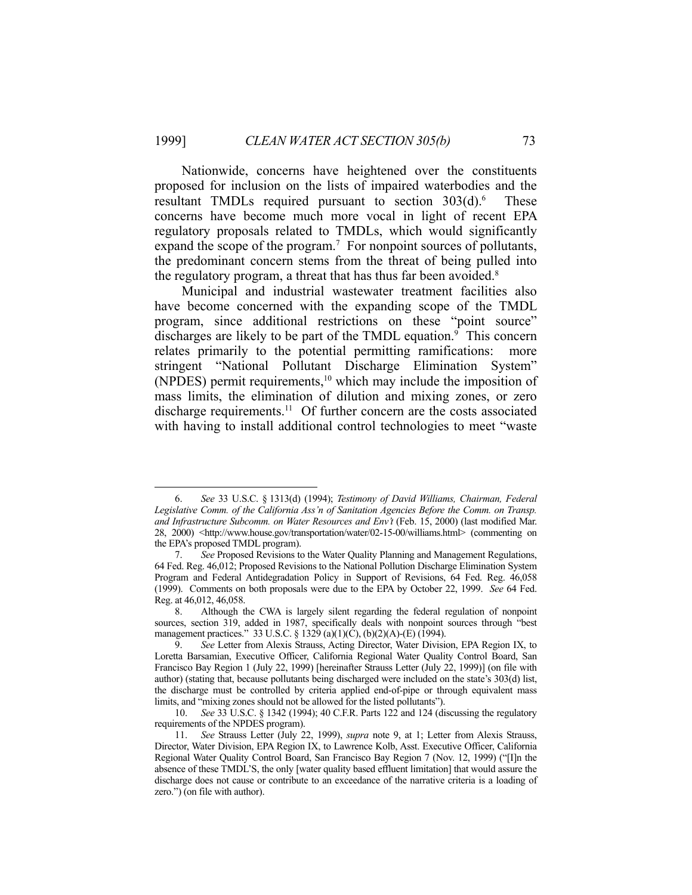Nationwide, concerns have heightened over the constituents proposed for inclusion on the lists of impaired waterbodies and the resultant TMDLs required pursuant to section 303(d).[6] These concerns have become much more vocal in light of recent EPA regulatory proposals related to TMDLs, which would significantly expand the scope of the program.[7] For nonpoint sources of pollutants, the predominant concern stems from the threat of being pulled into the regulatory program, a threat that has thus far been avoided.[8]

Municipal and industrial wastewater treatment facilities also have become concerned with the expanding scope of the TMDL program, since additional restrictions on these "point source" discharges are likely to be part of the TMDL equation.[9] This concern relates primarily to the potential permitting ramifications: more stringent "National Pollutant Discharge Elimination System" (NPDES) permit requirements,[10] which may include the imposition of mass limits, the elimination of dilution and mixing zones, or zero discharge requirements.[11] Of further concern are the costs associated with having to install additional control technologies to meet "waste

---

6. *See* 33 U.S.C. § 1313(d) (1994); *Testimony of David Williams, Chairman, Federal Legislative Comm. of the California Ass'n of Sanitation Agencies Before the Comm. on Transp. and Infrastructure Subcomm. on Water Resources and Env't* (Feb. 15, 2000) (last modified Mar. 28, 2000) <http://www.house.gov/transportation/water/02-15-00/williams.html> (commenting on the EPA's proposed TMDL program).

7. *See* Proposed Revisions to the Water Quality Planning and Management Regulations, 64 Fed. Reg. 46,012; Proposed Revisions to the National Pollution Discharge Elimination System Program and Federal Antidegradation Policy in Support of Revisions, 64 Fed. Reg. 46,058 (1999). Comments on both proposals were due to the EPA by October 22, 1999. *See* 64 Fed. Reg. at 46,012, 46,058.

8. Although the CWA is largely silent regarding the federal regulation of nonpoint sources, section 319, added in 1987, specifically deals with nonpoint sources through "best management practices." 33 U.S.C. § 1329 (a)(1)(C), (b)(2)(A)-(E) (1994).

9. *See* Letter from Alexis Strauss, Acting Director, Water Division, EPA Region IX, to Loretta Barsamian, Executive Officer, California Regional Water Quality Control Board, San Francisco Bay Region 1 (July 22, 1999) [hereinafter Strauss Letter (July 22, 1999)] (on file with author) (stating that, because pollutants being discharged were included on the state's 303(d) list, the discharge must be controlled by criteria applied end-of-pipe or through equivalent mass limits, and "mixing zones should not be allowed for the listed pollutants").

10. *See* 33 U.S.C. § 1342 (1994); 40 C.F.R. Parts 122 and 124 (discussing the regulatory requirements of the NPDES program).

11. *See* Strauss Letter (July 22, 1999), *supra* note 9, at 1; Letter from Alexis Strauss, Director, Water Division, EPA Region IX, to Lawrence Kolb, Asst. Executive Officer, California Regional Water Quality Control Board, San Francisco Bay Region 7 (Nov. 12, 1999) ("[I]n the absence of these TMDL'S, the only [water quality based effluent limitation] that would assure the discharge does not cause or contribute to an exceedance of the narrative criteria is a loading of zero.") (on file with author).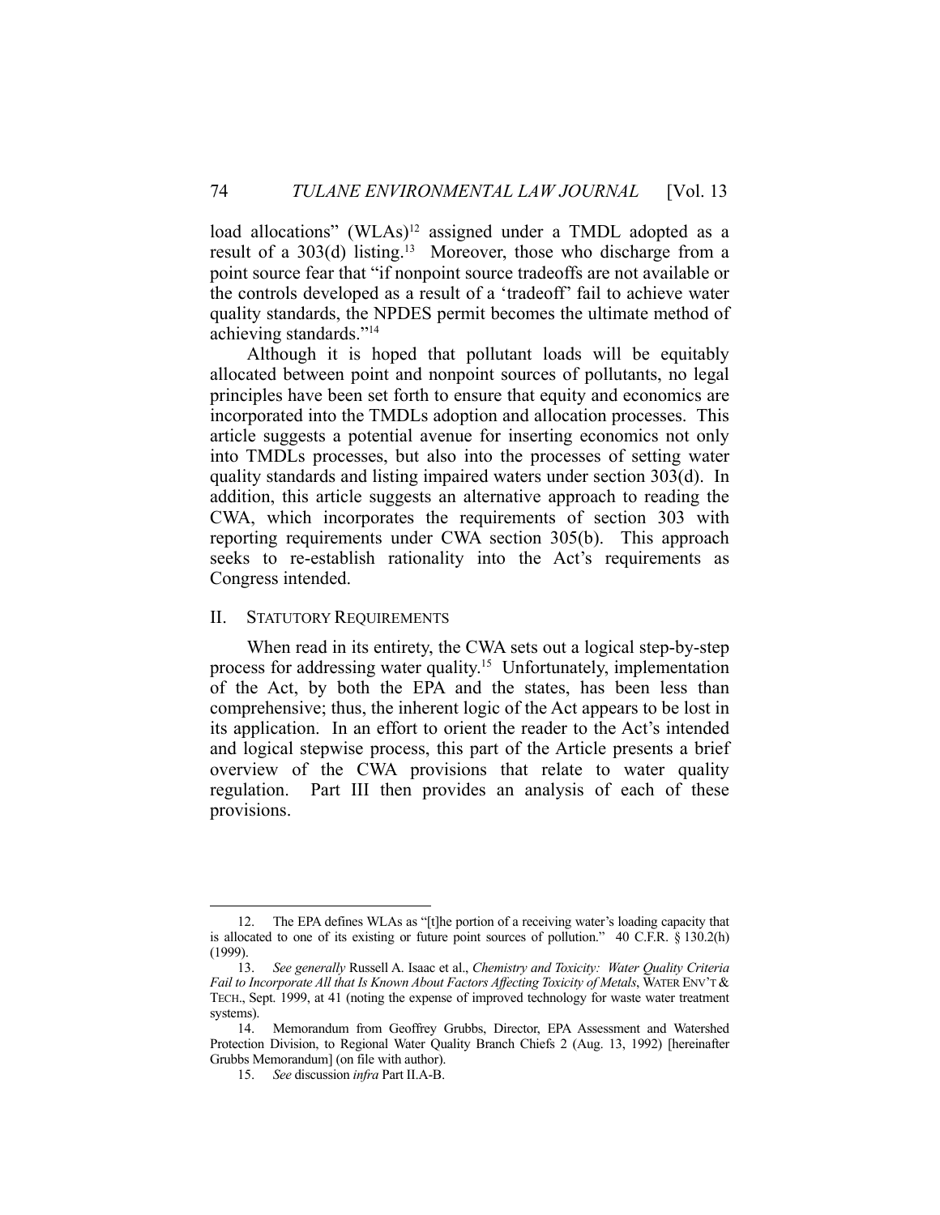load allocations" (WLAs)[12] assigned under a TMDL adopted as a result of a 303(d) listing.[13] Moreover, those who discharge from a point source fear that "if nonpoint source tradeoffs are not available or the controls developed as a result of a 'tradeoff' fail to achieve water quality standards, the NPDES permit becomes the ultimate method of achieving standards."[14]

Although it is hoped that pollutant loads will be equitably allocated between point and nonpoint sources of pollutants, no legal principles have been set forth to ensure that equity and economics are incorporated into the TMDLs adoption and allocation processes. This article suggests a potential avenue for inserting economics not only into TMDLs processes, but also into the processes of setting water quality standards and listing impaired waters under section 303(d). In addition, this article suggests an alternative approach to reading the CWA, which incorporates the requirements of section 303 with reporting requirements under CWA section 305(b). This approach seeks to re-establish rationality into the Act's requirements as Congress intended.

## II. Statutory Requirements

When read in its entirety, the CWA sets out a logical step-by-step process for addressing water quality.[15] Unfortunately, implementation of the Act, by both the EPA and the states, has been less than comprehensive; thus, the inherent logic of the Act appears to be lost in its application. In an effort to orient the reader to the Act's intended and logical stepwise process, this part of the Article presents a brief overview of the CWA provisions that relate to water quality regulation. Part III then provides an analysis of each of these provisions.

---

12. The EPA defines WLAs as "[t]he portion of a receiving water's loading capacity that is allocated to one of its existing or future point sources of pollution." 40 C.F.R. § 130.2(h) (1999).

13. *See generally* Russell A. Isaac et al., *Chemistry and Toxicity: Water Quality Criteria Fail to Incorporate All that Is Known About Factors Affecting Toxicity of Metals*, Water Env't & Tech., Sept. 1999, at 41 (noting the expense of improved technology for waste water treatment systems).

14. Memorandum from Geoffrey Grubbs, Director, EPA Assessment and Watershed Protection Division, to Regional Water Quality Branch Chiefs 2 (Aug. 13, 1992) [hereinafter Grubbs Memorandum] (on file with author).

15. *See* discussion *infra* Part II.A-B.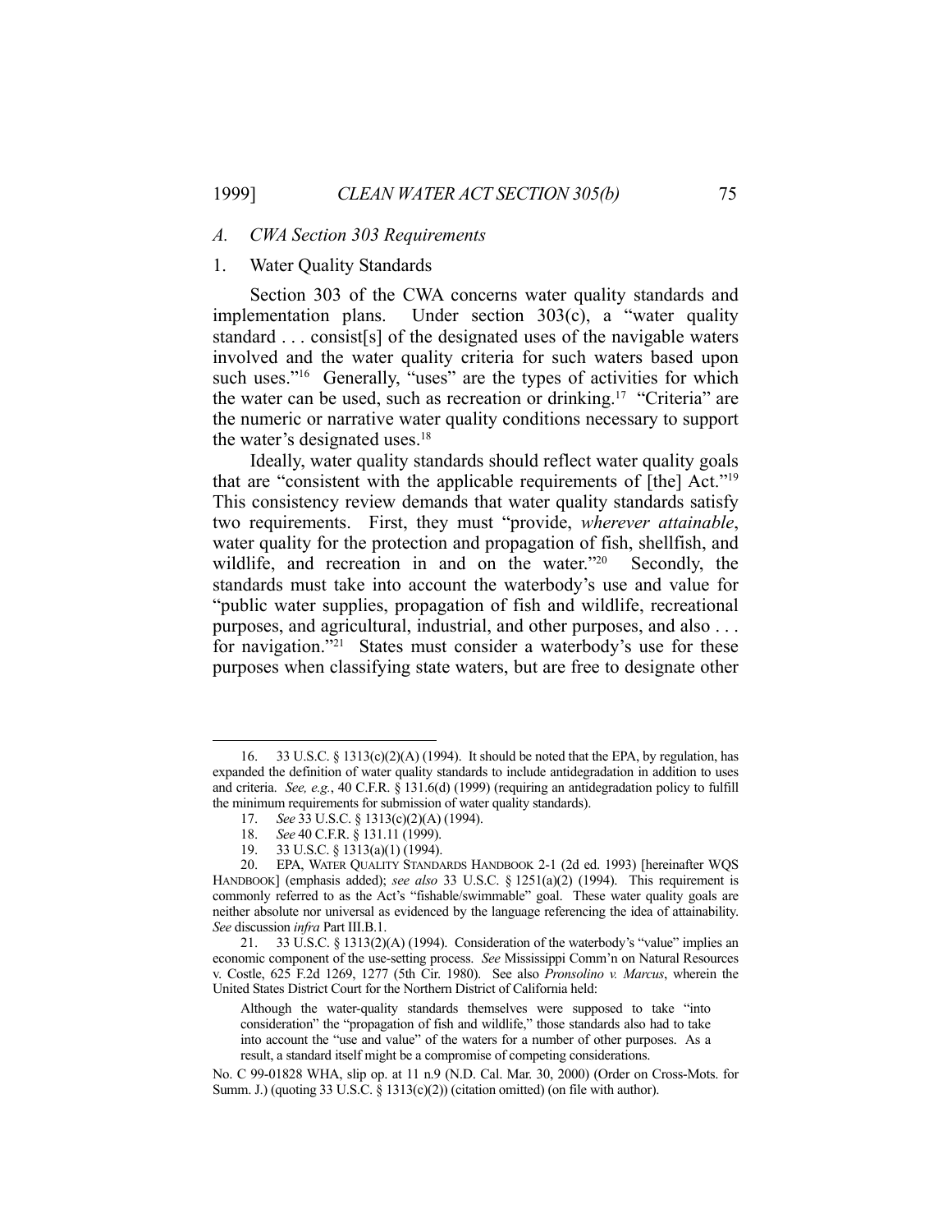### *A. CWA Section 303 Requirements*

#### 1. Water Quality Standards

Section 303 of the CWA concerns water quality standards and implementation plans. Under section 303(c), a "water quality standard . . . consist[s] of the designated uses of the navigable waters involved and the water quality criteria for such waters based upon such uses."[16] Generally, "uses" are the types of activities for which the water can be used, such as recreation or drinking.[17] "Criteria" are the numeric or narrative water quality conditions necessary to support the water's designated uses.[18]

Ideally, water quality standards should reflect water quality goals that are "consistent with the applicable requirements of [the] Act."[19] This consistency review demands that water quality standards satisfy two requirements. First, they must "provide, *wherever attainable*, water quality for the protection and propagation of fish, shellfish, and wildlife, and recreation in and on the water."[20] Secondly, the standards must take into account the waterbody's use and value for "public water supplies, propagation of fish and wildlife, recreational purposes, and agricultural, industrial, and other purposes, and also . . . for navigation."[21] States must consider a waterbody's use for these purposes when classifying state waters, but are free to designate other

---

16. 33 U.S.C. § 1313(c)(2)(A) (1994). It should be noted that the EPA, by regulation, has expanded the definition of water quality standards to include antidegradation in addition to uses and criteria. *See, e.g.*, 40 C.F.R. § 131.6(d) (1999) (requiring an antidegradation policy to fulfill the minimum requirements for submission of water quality standards).

17. *See* 33 U.S.C. § 1313(c)(2)(A) (1994).

18. *See* 40 C.F.R. § 131.11 (1999).

19. 33 U.S.C. § 1313(a)(1) (1994).

20. EPA, WATER QUALITY STANDARDS HANDBOOK 2-1 (2d ed. 1993) [hereinafter WQS HANDBOOK] (emphasis added); *see also* 33 U.S.C. § 1251(a)(2) (1994). This requirement is commonly referred to as the Act's "fishable/swimmable" goal. These water quality goals are neither absolute nor universal as evidenced by the language referencing the idea of attainability. *See* discussion *infra* Part III.B.1.

21. 33 U.S.C. § 1313(2)(A) (1994). Consideration of the waterbody's "value" implies an economic component of the use-setting process. *See* Mississippi Comm'n on Natural Resources v. Costle, 625 F.2d 1269, 1277 (5th Cir. 1980). See also *Pronsolino v. Marcus*, wherein the United States District Court for the Northern District of California held:

> Although the water-quality standards themselves were supposed to take "into consideration" the "propagation of fish and wildlife," those standards also had to take into account the "use and value" of the waters for a number of other purposes. As a result, a standard itself might be a compromise of competing considerations.

No. C 99-01828 WHA, slip op. at 11 n.9 (N.D. Cal. Mar. 30, 2000) (Order on Cross-Mots. for Summ. J.) (quoting 33 U.S.C. § 1313(c)(2)) (citation omitted) (on file with author).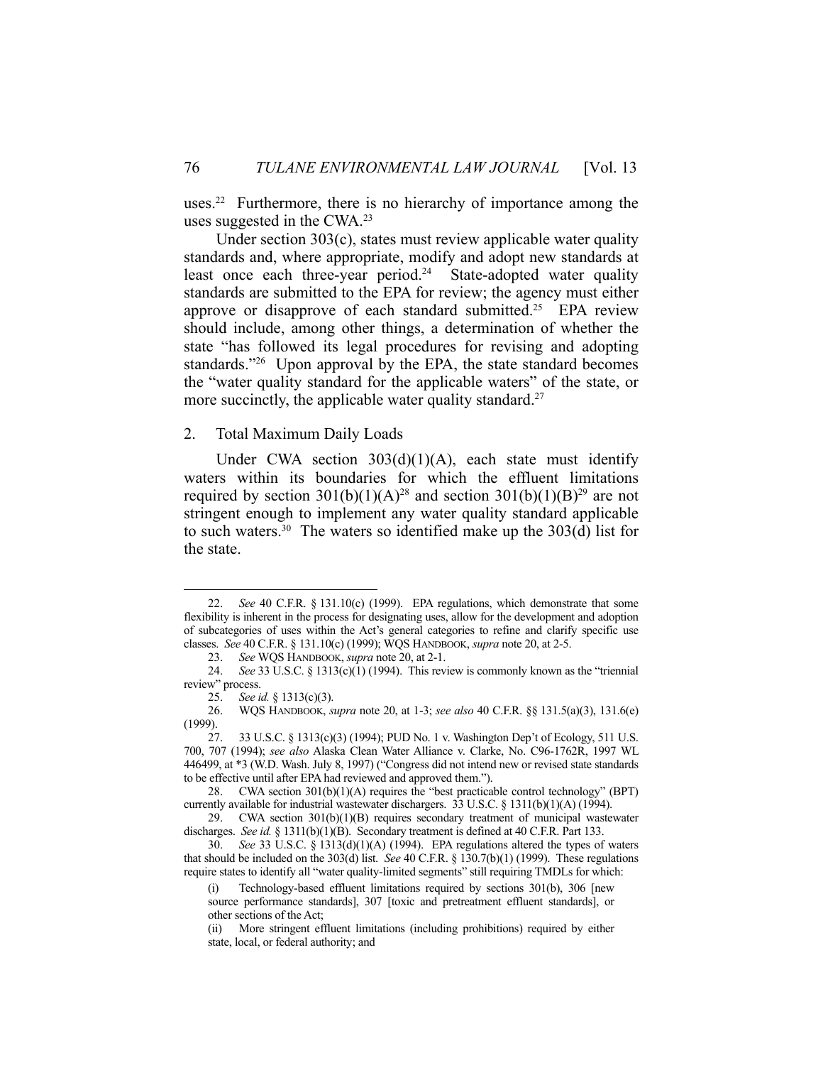uses.[22] Furthermore, there is no hierarchy of importance among the uses suggested in the CWA.[23]

Under section 303(c), states must review applicable water quality standards and, where appropriate, modify and adopt new standards at least once each three-year period.[24] State-adopted water quality standards are submitted to the EPA for review; the agency must either approve or disapprove of each standard submitted.[25] EPA review should include, among other things, a determination of whether the state "has followed its legal procedures for revising and adopting standards."[26] Upon approval by the EPA, the state standard becomes the "water quality standard for the applicable waters" of the state, or more succinctly, the applicable water quality standard.[27]

## 2. Total Maximum Daily Loads

Under CWA section 303(d)(1)(A), each state must identify waters within its boundaries for which the effluent limitations required by section 301(b)(1)(A)[28] and section 301(b)(1)(B)[29] are not stringent enough to implement any water quality standard applicable to such waters.[30] The waters so identified make up the 303(d) list for the state.

---

22. *See* 40 C.F.R. § 131.10(c) (1999). EPA regulations, which demonstrate that some flexibility is inherent in the process for designating uses, allow for the development and adoption of subcategories of uses within the Act's general categories to refine and clarify specific use classes. *See* 40 C.F.R. § 131.10(c) (1999); WQS HANDBOOK, *supra* note 20, at 2-5.

23. *See* WQS HANDBOOK, *supra* note 20, at 2-1.

24. *See* 33 U.S.C. § 1313(c)(1) (1994). This review is commonly known as the "triennial review" process.

25. *See id.* § 1313(c)(3).

26. WQS HANDBOOK, *supra* note 20, at 1-3; *see also* 40 C.F.R. §§ 131.5(a)(3), 131.6(e) (1999).

27. 33 U.S.C. § 1313(c)(3) (1994); PUD No. 1 v. Washington Dep't of Ecology, 511 U.S. 700, 707 (1994); *see also* Alaska Clean Water Alliance v. Clarke, No. C96-1762R, 1997 WL 446499, at *3 (W.D. Wash. July 8, 1997) ("Congress did not intend new or revised state standards to be effective until after EPA had reviewed and approved them.").

28. CWA section 301(b)(1)(A) requires the "best practicable control technology" (BPT) currently available for industrial wastewater dischargers. 33 U.S.C. § 1311(b)(1)(A) (1994).

29. CWA section 301(b)(1)(B) requires secondary treatment of municipal wastewater discharges. *See id.* § 1311(b)(1)(B). Secondary treatment is defined at 40 C.F.R. Part 133.

30. *See* 33 U.S.C. § 1313(d)(1)(A) (1994). EPA regulations altered the types of waters that should be included on the 303(d) list. *See* 40 C.F.R. § 130.7(b)(1) (1999). These regulations require states to identify all "water quality-limited segments" still requiring TMDLs for which:

> (i) Technology-based effluent limitations required by sections 301(b), 306 [new source performance standards], 307 [toxic and pretreatment effluent standards], or other sections of the Act;
>
> (ii) More stringent effluent limitations (including prohibitions) required by either state, local, or federal authority; and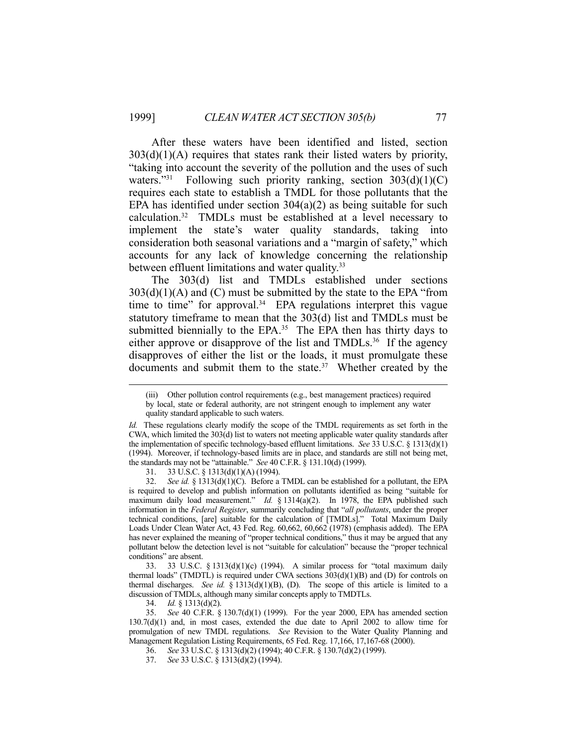After these waters have been identified and listed, section 303(d)(1)(A) requires that states rank their listed waters by priority, "taking into account the severity of the pollution and the uses of such waters."[31] Following such priority ranking, section 303(d)(1)(C) requires each state to establish a TMDL for those pollutants that the EPA has identified under section 304(a)(2) as being suitable for such calculation.[32] TMDLs must be established at a level necessary to implement the state's water quality standards, taking into consideration both seasonal variations and a "margin of safety," which accounts for any lack of knowledge concerning the relationship between effluent limitations and water quality.[33]

The 303(d) list and TMDLs established under sections 303(d)(1)(A) and (C) must be submitted by the state to the EPA "from time to time" for approval.[34] EPA regulations interpret this vague statutory timeframe to mean that the 303(d) list and TMDLs must be submitted biennially to the EPA.[35] The EPA then has thirty days to either approve or disapprove of the list and TMDLs.[36] If the agency disapproves of either the list or the loads, it must promulgate these documents and submit them to the state.[37] Whether created by the

---

> (iii) Other pollution control requirements (e.g., best management practices) required by local, state or federal authority, are not stringent enough to implement any water quality standard applicable to such waters.

*Id.* These regulations clearly modify the scope of the TMDL requirements as set forth in the CWA, which limited the 303(d) list to waters not meeting applicable water quality standards after the implementation of specific technology-based effluent limitations. *See* 33 U.S.C. § 1313(d)(1) (1994). Moreover, if technology-based limits are in place, and standards are still not being met, the standards may not be "attainable." *See* 40 C.F.R. § 131.10(d) (1999).

31. 33 U.S.C. § 1313(d)(1)(A) (1994).

32. *See id.* § 1313(d)(1)(C). Before a TMDL can be established for a pollutant, the EPA is required to develop and publish information on pollutants identified as being "suitable for maximum daily load measurement." *Id.* § 1314(a)(2). In 1978, the EPA published such information in the *Federal Register*, summarily concluding that "*all pollutants*, under the proper technical conditions, [are] suitable for the calculation of [TMDLs]." Total Maximum Daily Loads Under Clean Water Act, 43 Fed. Reg. 60,662, 60,662 (1978) (emphasis added). The EPA has never explained the meaning of "proper technical conditions," thus it may be argued that any pollutant below the detection level is not "suitable for calculation" because the "proper technical conditions" are absent.

33. 33 U.S.C. § 1313(d)(1)(c) (1994). A similar process for "total maximum daily thermal loads" (TMDTL) is required under CWA sections 303(d)(1)(B) and (D) for controls on thermal discharges. *See id.* § 1313(d)(1)(B), (D). The scope of this article is limited to a discussion of TMDLs, although many similar concepts apply to TMDTLs.

34. *Id.* § 1313(d)(2).

35. *See* 40 C.F.R. § 130.7(d)(1) (1999). For the year 2000, EPA has amended section 130.7(d)(1) and, in most cases, extended the due date to April 2002 to allow time for promulgation of new TMDL regulations. *See* Revision to the Water Quality Planning and Management Regulation Listing Requirements, 65 Fed. Reg. 17,166, 17,167-68 (2000).

36. *See* 33 U.S.C. § 1313(d)(2) (1994); 40 C.F.R. § 130.7(d)(2) (1999).

37. *See* 33 U.S.C. § 1313(d)(2) (1994).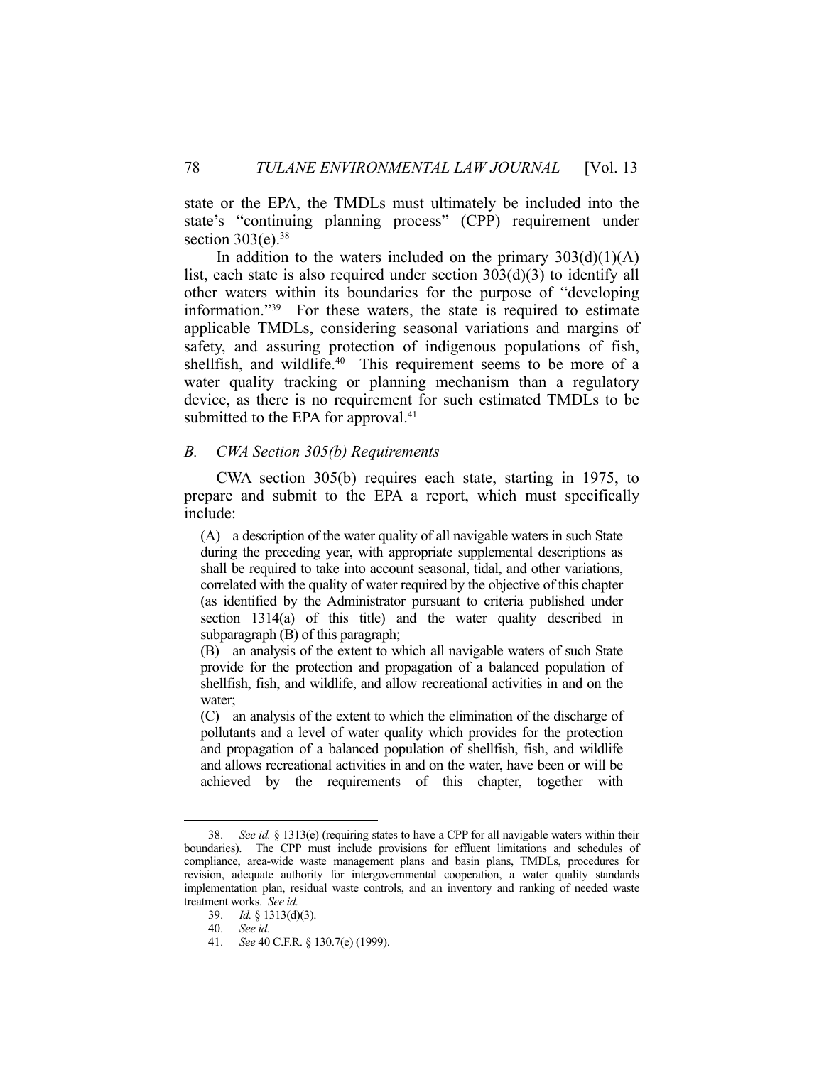state or the EPA, the TMDLs must ultimately be included into the state's "continuing planning process" (CPP) requirement under section 303(e).[38]

In addition to the waters included on the primary 303(d)(1)(A) list, each state is also required under section 303(d)(3) to identify all other waters within its boundaries for the purpose of "developing information."[39] For these waters, the state is required to estimate applicable TMDLs, considering seasonal variations and margins of safety, and assuring protection of indigenous populations of fish, shellfish, and wildlife.[40] This requirement seems to be more of a water quality tracking or planning mechanism than a regulatory device, as there is no requirement for such estimated TMDLs to be submitted to the EPA for approval.[41]

### *B. CWA Section 305(b) Requirements*

CWA section 305(b) requires each state, starting in 1975, to prepare and submit to the EPA a report, which must specifically include:

> (A) a description of the water quality of all navigable waters in such State during the preceding year, with appropriate supplemental descriptions as shall be required to take into account seasonal, tidal, and other variations, correlated with the quality of water required by the objective of this chapter (as identified by the Administrator pursuant to criteria published under section 1314(a) of this title) and the water quality described in subparagraph (B) of this paragraph;
> (B) an analysis of the extent to which all navigable waters of such State provide for the protection and propagation of a balanced population of shellfish, fish, and wildlife, and allow recreational activities in and on the water;
> (C) an analysis of the extent to which the elimination of the discharge of pollutants and a level of water quality which provides for the protection and propagation of a balanced population of shellfish, fish, and wildlife and allows recreational activities in and on the water, have been or will be achieved by the requirements of this chapter, together with

---

38. *See id.* § 1313(e) (requiring states to have a CPP for all navigable waters within their boundaries). The CPP must include provisions for effluent limitations and schedules of compliance, area-wide waste management plans and basin plans, TMDLs, procedures for revision, adequate authority for intergovernmental cooperation, a water quality standards implementation plan, residual waste controls, and an inventory and ranking of needed waste treatment works. *See id.*

39. *Id.* § 1313(d)(3).

40. *See id.*

41. *See* 40 C.F.R. § 130.7(e) (1999).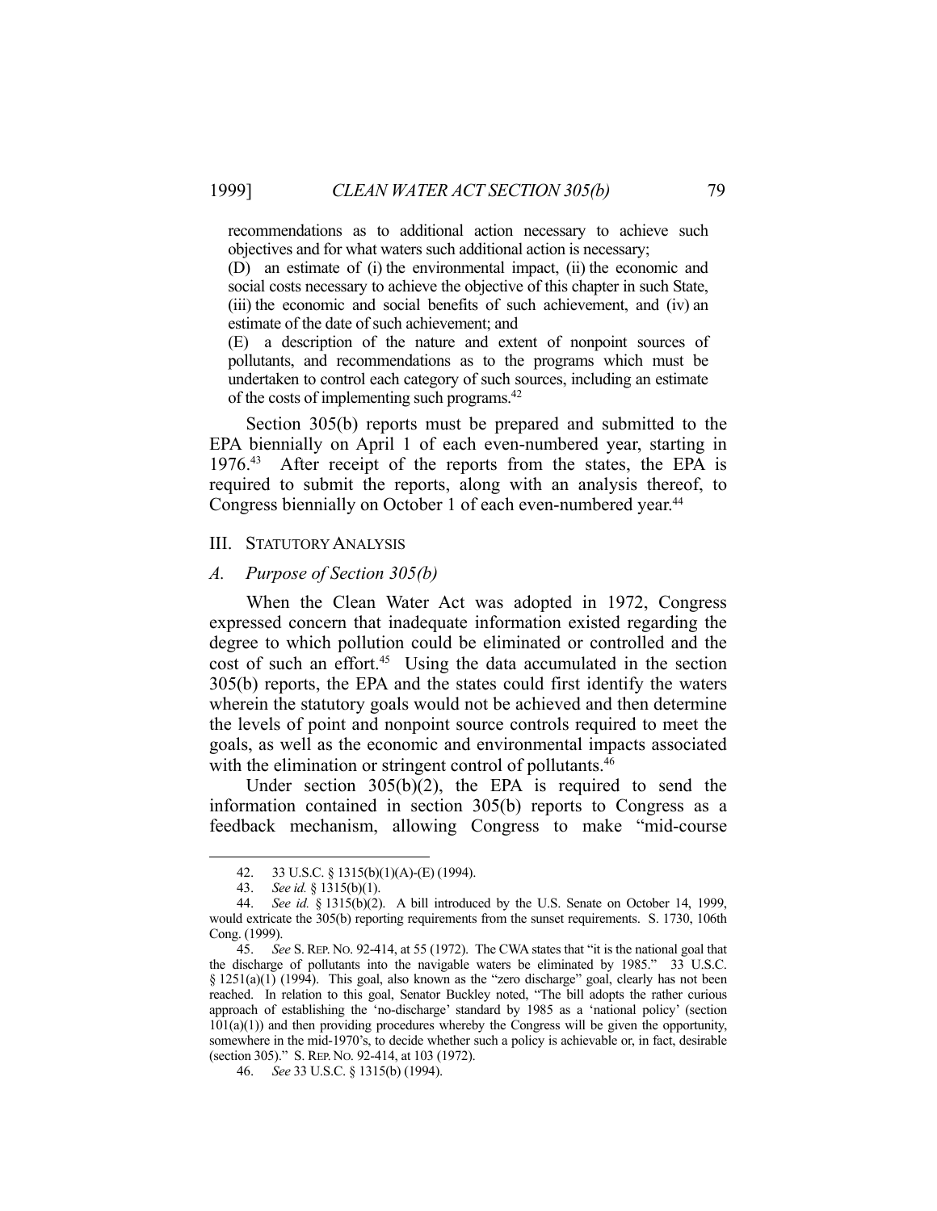recommendations as to additional action necessary to achieve such objectives and for what waters such additional action is necessary;

(D) an estimate of (i) the environmental impact, (ii) the economic and social costs necessary to achieve the objective of this chapter in such State, (iii) the economic and social benefits of such achievement, and (iv) an estimate of the date of such achievement; and

(E) a description of the nature and extent of nonpoint sources of pollutants, and recommendations as to the programs which must be undertaken to control each category of such sources, including an estimate of the costs of implementing such programs.[42]

Section 305(b) reports must be prepared and submitted to the EPA biennially on April 1 of each even-numbered year, starting in 1976.[43] After receipt of the reports from the states, the EPA is required to submit the reports, along with an analysis thereof, to Congress biennially on October 1 of each even-numbered year.[44]

## III. STATUTORY ANALYSIS

### *A. Purpose of Section 305(b)*

When the Clean Water Act was adopted in 1972, Congress expressed concern that inadequate information existed regarding the degree to which pollution could be eliminated or controlled and the cost of such an effort.[45] Using the data accumulated in the section 305(b) reports, the EPA and the states could first identify the waters wherein the statutory goals would not be achieved and then determine the levels of point and nonpoint source controls required to meet the goals, as well as the economic and environmental impacts associated with the elimination or stringent control of pollutants.[46]

Under section 305(b)(2), the EPA is required to send the information contained in section 305(b) reports to Congress as a feedback mechanism, allowing Congress to make "mid-course

---

42. 33 U.S.C. § 1315(b)(1)(A)-(E) (1994).

43. *See id.* § 1315(b)(1).

44. *See id.* § 1315(b)(2). A bill introduced by the U.S. Senate on October 14, 1999, would extricate the 305(b) reporting requirements from the sunset requirements. S. 1730, 106th Cong. (1999).

45. *See* S. REP. NO. 92-414, at 55 (1972). The CWA states that "it is the national goal that the discharge of pollutants into the navigable waters be eliminated by 1985." 33 U.S.C. § 1251(a)(1) (1994). This goal, also known as the "zero discharge" goal, clearly has not been reached. In relation to this goal, Senator Buckley noted, "The bill adopts the rather curious approach of establishing the 'no-discharge' standard by 1985 as a 'national policy' (section 101(a)(1)) and then providing procedures whereby the Congress will be given the opportunity, somewhere in the mid-1970's, to decide whether such a policy is achievable or, in fact, desirable (section 305)." S. REP. NO. 92-414, at 103 (1972).

46. *See* 33 U.S.C. § 1315(b) (1994).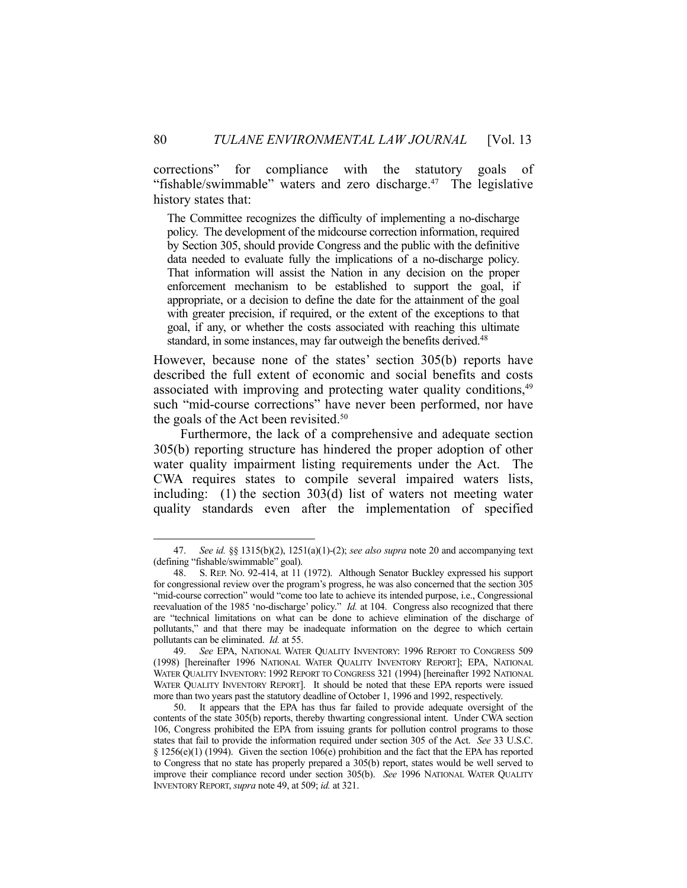corrections" for compliance with the statutory goals of "fishable/swimmable" waters and zero discharge.[47] The legislative history states that:

> The Committee recognizes the difficulty of implementing a no-discharge policy. The development of the midcourse correction information, required by Section 305, should provide Congress and the public with the definitive data needed to evaluate fully the implications of a no-discharge policy. That information will assist the Nation in any decision on the proper enforcement mechanism to be established to support the goal, if appropriate, or a decision to define the date for the attainment of the goal with greater precision, if required, or the extent of the exceptions to that goal, if any, or whether the costs associated with reaching this ultimate standard, in some instances, may far outweigh the benefits derived.[48]

However, because none of the states' section 305(b) reports have described the full extent of economic and social benefits and costs associated with improving and protecting water quality conditions,[49] such "mid-course corrections" have never been performed, nor have the goals of the Act been revisited.[50]

Furthermore, the lack of a comprehensive and adequate section 305(b) reporting structure has hindered the proper adoption of other water quality impairment listing requirements under the Act. The CWA requires states to compile several impaired waters lists, including: (1) the section 303(d) list of waters not meeting water quality standards even after the implementation of specified

---

47. *See id.* §§ 1315(b)(2), 1251(a)(1)-(2); *see also supra* note 20 and accompanying text (defining "fishable/swimmable" goal).

48. S. REP. NO. 92-414, at 11 (1972). Although Senator Buckley expressed his support for congressional review over the program's progress, he was also concerned that the section 305 "mid-course correction" would "come too late to achieve its intended purpose, i.e., Congressional reevaluation of the 1985 'no-discharge' policy." *Id.* at 104. Congress also recognized that there are "technical limitations on what can be done to achieve elimination of the discharge of pollutants," and that there may be inadequate information on the degree to which certain pollutants can be eliminated. *Id.* at 55.

49. *See* EPA, NATIONAL WATER QUALITY INVENTORY: 1996 REPORT TO CONGRESS 509 (1998) [hereinafter 1996 NATIONAL WATER QUALITY INVENTORY REPORT]; EPA, NATIONAL WATER QUALITY INVENTORY: 1992 REPORT TO CONGRESS 321 (1994) [hereinafter 1992 NATIONAL WATER QUALITY INVENTORY REPORT]. It should be noted that these EPA reports were issued more than two years past the statutory deadline of October 1, 1996 and 1992, respectively.

50. It appears that the EPA has thus far failed to provide adequate oversight of the contents of the state 305(b) reports, thereby thwarting congressional intent. Under CWA section 106, Congress prohibited the EPA from issuing grants for pollution control programs to those states that fail to provide the information required under section 305 of the Act. *See* 33 U.S.C. § 1256(e)(1) (1994). Given the section 106(e) prohibition and the fact that the EPA has reported to Congress that no state has properly prepared a 305(b) report, states would be well served to improve their compliance record under section 305(b). *See* 1996 NATIONAL WATER QUALITY INVENTORY REPORT, *supra* note 49, at 509; *id.* at 321.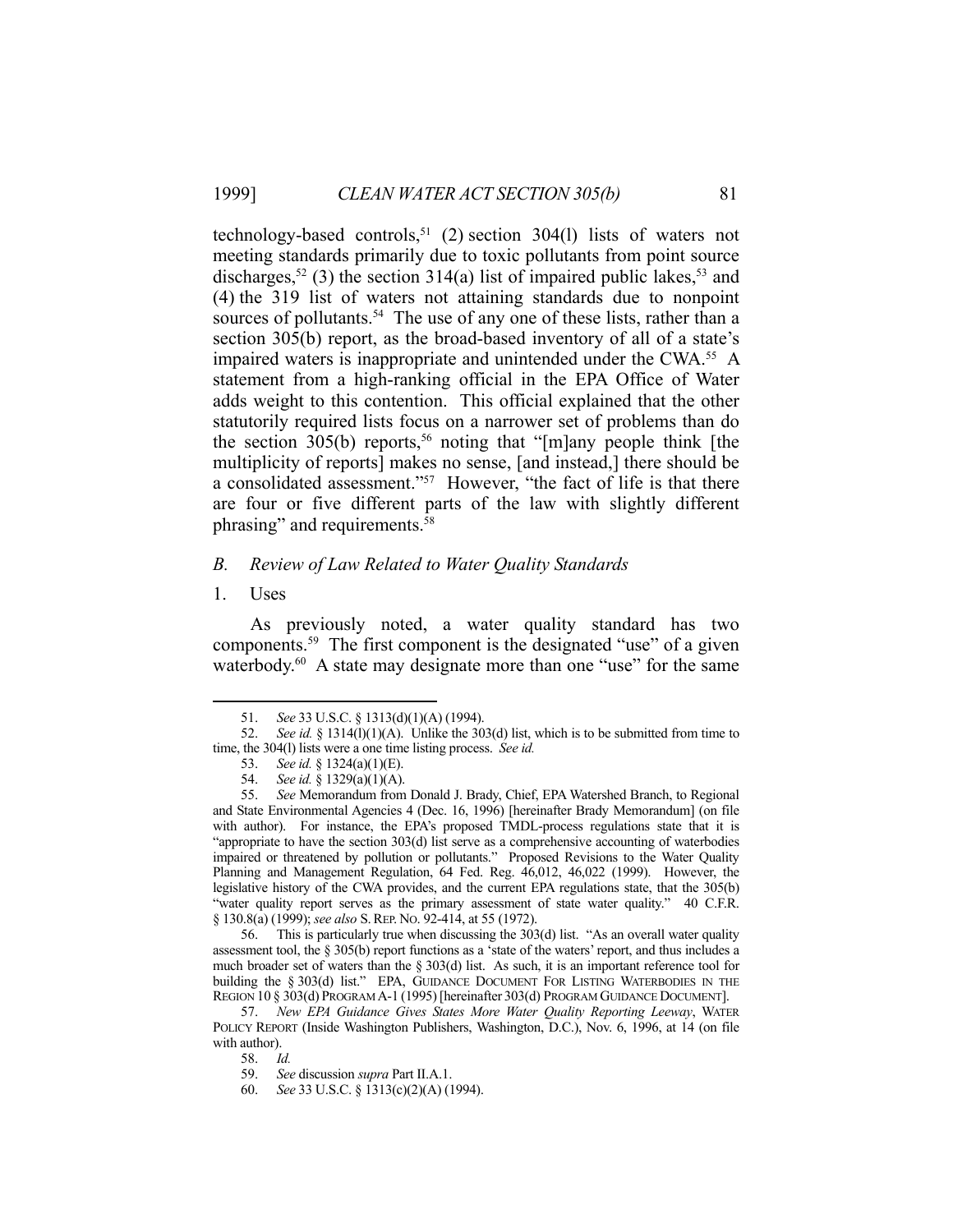technology-based controls,[51] (2) section 304(l) lists of waters not meeting standards primarily due to toxic pollutants from point source discharges,[52] (3) the section 314(a) list of impaired public lakes,[53] and (4) the 319 list of waters not attaining standards due to nonpoint sources of pollutants.[54] The use of any one of these lists, rather than a section 305(b) report, as the broad-based inventory of all of a state's impaired waters is inappropriate and unintended under the CWA.[55] A statement from a high-ranking official in the EPA Office of Water adds weight to this contention. This official explained that the other statutorily required lists focus on a narrower set of problems than do the section 305(b) reports,[56] noting that "[m]any people think [the multiplicity of reports] makes no sense, [and instead,] there should be a consolidated assessment."[57] However, "the fact of life is that there are four or five different parts of the law with slightly different phrasing" and requirements.[58]

### *B. Review of Law Related to Water Quality Standards*

#### 1. Uses

As previously noted, a water quality standard has two components.[59] The first component is the designated "use" of a given waterbody.[60] A state may designate more than one "use" for the same

---

51. *See* 33 U.S.C. § 1313(d)(1)(A) (1994).

52. *See id.* § 1314(l)(1)(A). Unlike the 303(d) list, which is to be submitted from time to time, the 304(l) lists were a one time listing process. *See id.*

53. *See id.* § 1324(a)(1)(E).

54. *See id.* § 1329(a)(1)(A).

55. *See* Memorandum from Donald J. Brady, Chief, EPA Watershed Branch, to Regional and State Environmental Agencies 4 (Dec. 16, 1996) [hereinafter Brady Memorandum] (on file with author). For instance, the EPA's proposed TMDL-process regulations state that it is "appropriate to have the section 303(d) list serve as a comprehensive accounting of waterbodies impaired or threatened by pollution or pollutants." Proposed Revisions to the Water Quality Planning and Management Regulation, 64 Fed. Reg. 46,012, 46,022 (1999). However, the legislative history of the CWA provides, and the current EPA regulations state, that the 305(b) "water quality report serves as the primary assessment of state water quality." 40 C.F.R. § 130.8(a) (1999); *see also* S. REP. NO. 92-414, at 55 (1972).

56. This is particularly true when discussing the 303(d) list. "As an overall water quality assessment tool, the § 305(b) report functions as a 'state of the waters' report, and thus includes a much broader set of waters than the § 303(d) list. As such, it is an important reference tool for building the § 303(d) list." EPA, GUIDANCE DOCUMENT FOR LISTING WATERBODIES IN THE REGION 10 § 303(d) PROGRAM A-1 (1995) [hereinafter 303(d) PROGRAM GUIDANCE DOCUMENT].

57. *New EPA Guidance Gives States More Water Quality Reporting Leeway*, WATER POLICY REPORT (Inside Washington Publishers, Washington, D.C.), Nov. 6, 1996, at 14 (on file with author).

58. *Id.*

59. *See* discussion *supra* Part II.A.1.

60. *See* 33 U.S.C. § 1313(c)(2)(A) (1994).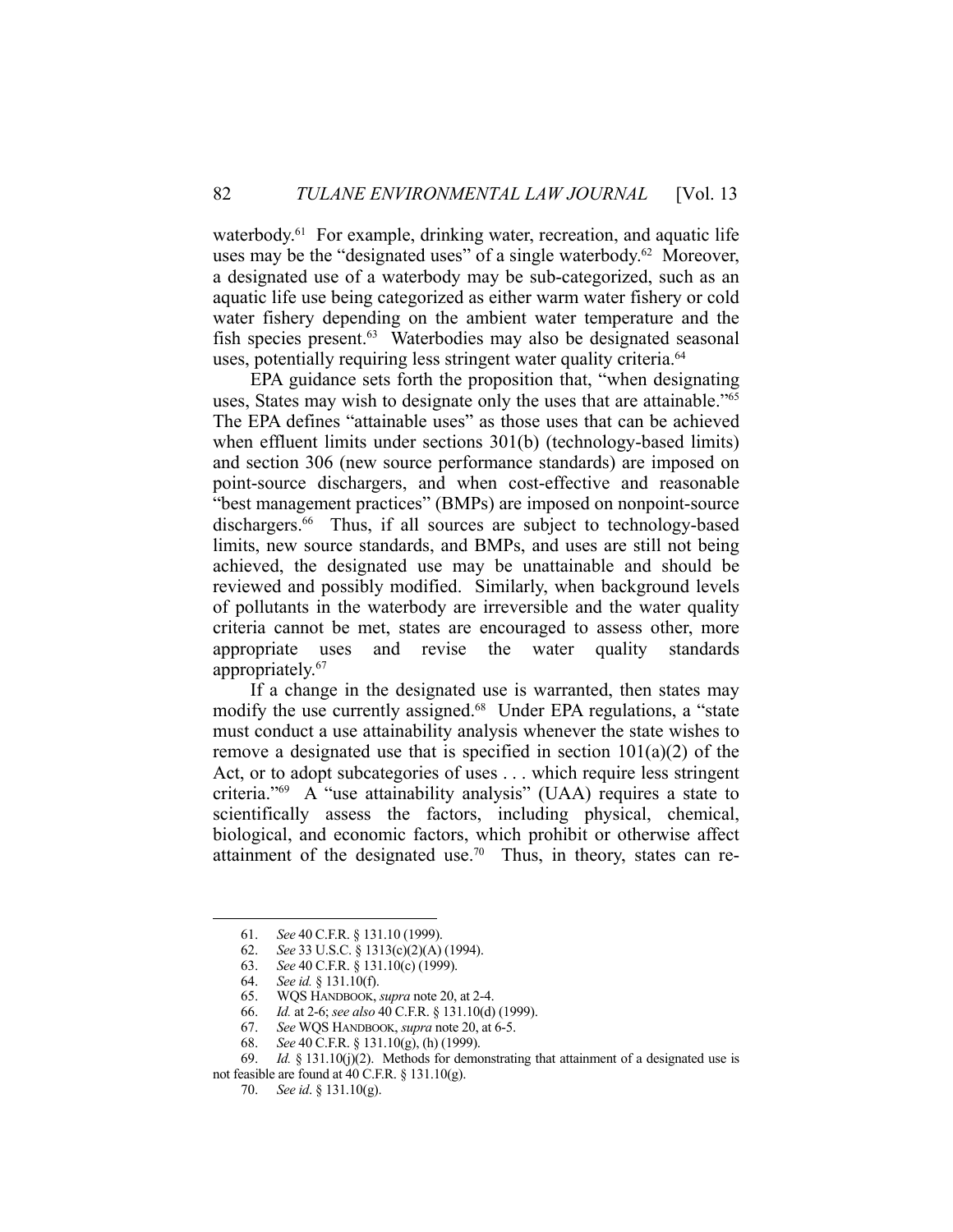waterbody.[61] For example, drinking water, recreation, and aquatic life uses may be the "designated uses" of a single waterbody.[62] Moreover, a designated use of a waterbody may be sub-categorized, such as an aquatic life use being categorized as either warm water fishery or cold water fishery depending on the ambient water temperature and the fish species present.[63] Waterbodies may also be designated seasonal uses, potentially requiring less stringent water quality criteria.[64]

EPA guidance sets forth the proposition that, "when designating uses, States may wish to designate only the uses that are attainable."[65] The EPA defines "attainable uses" as those uses that can be achieved when effluent limits under sections 301(b) (technology-based limits) and section 306 (new source performance standards) are imposed on point-source dischargers, and when cost-effective and reasonable "best management practices" (BMPs) are imposed on nonpoint-source dischargers.[66] Thus, if all sources are subject to technology-based limits, new source standards, and BMPs, and uses are still not being achieved, the designated use may be unattainable and should be reviewed and possibly modified. Similarly, when background levels of pollutants in the waterbody are irreversible and the water quality criteria cannot be met, states are encouraged to assess other, more appropriate uses and revise the water quality standards appropriately.[67]

If a change in the designated use is warranted, then states may modify the use currently assigned.[68] Under EPA regulations, a "state must conduct a use attainability analysis whenever the state wishes to remove a designated use that is specified in section 101(a)(2) of the Act, or to adopt subcategories of uses . . . which require less stringent criteria."[69] A "use attainability analysis" (UAA) requires a state to scientifically assess the factors, including physical, chemical, biological, and economic factors, which prohibit or otherwise affect attainment of the designated use.[70] Thus, in theory, states can re-

---

61. *See* 40 C.F.R. § 131.10 (1999).

62. *See* 33 U.S.C. § 1313(c)(2)(A) (1994).

63. *See* 40 C.F.R. § 131.10(c) (1999).

64. *See id.* § 131.10(f).

65. WQS HANDBOOK, *supra* note 20, at 2-4.

66. *Id.* at 2-6; *see also* 40 C.F.R. § 131.10(d) (1999).

67. *See* WQS HANDBOOK, *supra* note 20, at 6-5.

68. *See* 40 C.F.R. § 131.10(g), (h) (1999).

69. *Id.* § 131.10(j)(2). Methods for demonstrating that attainment of a designated use is not feasible are found at 40 C.F.R. § 131.10(g).

70. *See id*. § 131.10(g).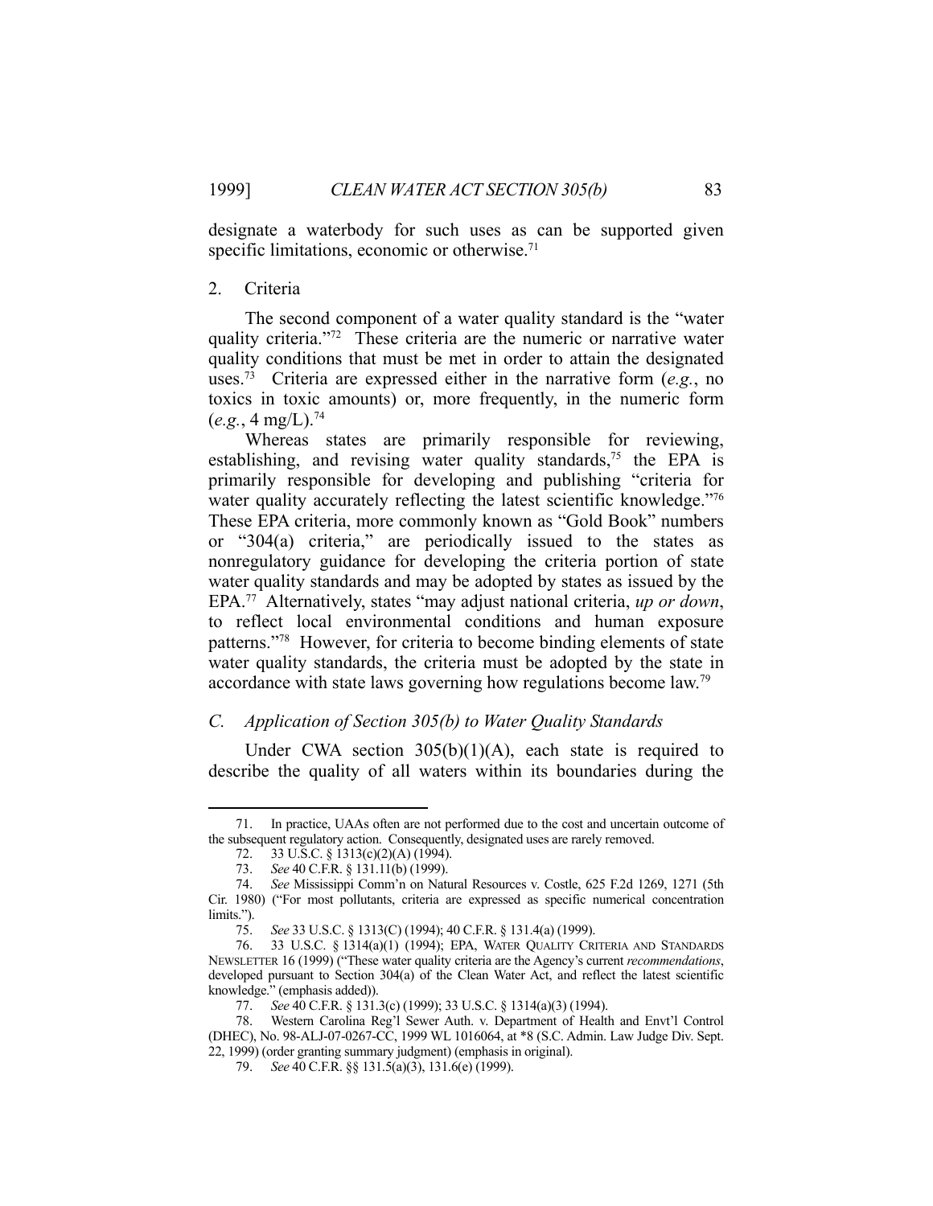designate a waterbody for such uses as can be supported given specific limitations, economic or otherwise.[71]

2. Criteria

The second component of a water quality standard is the "water quality criteria."[72] These criteria are the numeric or narrative water quality conditions that must be met in order to attain the designated uses.[73] Criteria are expressed either in the narrative form (*e.g.*, no toxics in toxic amounts) or, more frequently, in the numeric form (*e.g.*, 4 mg/L).[74]

Whereas states are primarily responsible for reviewing, establishing, and revising water quality standards,[75] the EPA is primarily responsible for developing and publishing "criteria for water quality accurately reflecting the latest scientific knowledge."[76] These EPA criteria, more commonly known as "Gold Book" numbers or "304(a) criteria," are periodically issued to the states as nonregulatory guidance for developing the criteria portion of state water quality standards and may be adopted by states as issued by the EPA.[77] Alternatively, states "may adjust national criteria, *up or down*, to reflect local environmental conditions and human exposure patterns."[78] However, for criteria to become binding elements of state water quality standards, the criteria must be adopted by the state in accordance with state laws governing how regulations become law.[79]

### *C. Application of Section 305(b) to Water Quality Standards*

Under CWA section 305(b)(1)(A), each state is required to describe the quality of all waters within its boundaries during the

---

71. In practice, UAAs often are not performed due to the cost and uncertain outcome of the subsequent regulatory action. Consequently, designated uses are rarely removed.

72. 33 U.S.C. § 1313(c)(2)(A) (1994).

73. *See* 40 C.F.R. § 131.11(b) (1999).

74. *See* Mississippi Comm'n on Natural Resources v. Costle, 625 F.2d 1269, 1271 (5th Cir. 1980) ("For most pollutants, criteria are expressed as specific numerical concentration limits.").

75. *See* 33 U.S.C. § 1313(C) (1994); 40 C.F.R. § 131.4(a) (1999).

76. 33 U.S.C. § 1314(a)(1) (1994); EPA, WATER QUALITY CRITERIA AND STANDARDS NEWSLETTER 16 (1999) ("These water quality criteria are the Agency's current *recommendations*, developed pursuant to Section 304(a) of the Clean Water Act, and reflect the latest scientific knowledge." (emphasis added)).

77. *See* 40 C.F.R. § 131.3(c) (1999); 33 U.S.C. § 1314(a)(3) (1994).

78. Western Carolina Reg'l Sewer Auth. v. Department of Health and Envt'l Control (DHEC), No. 98-ALJ-07-0267-CC, 1999 WL 1016064, at *8 (S.C. Admin. Law Judge Div. Sept. 22, 1999) (order granting summary judgment) (emphasis in original).

79. *See* 40 C.F.R. §§ 131.5(a)(3), 131.6(e) (1999).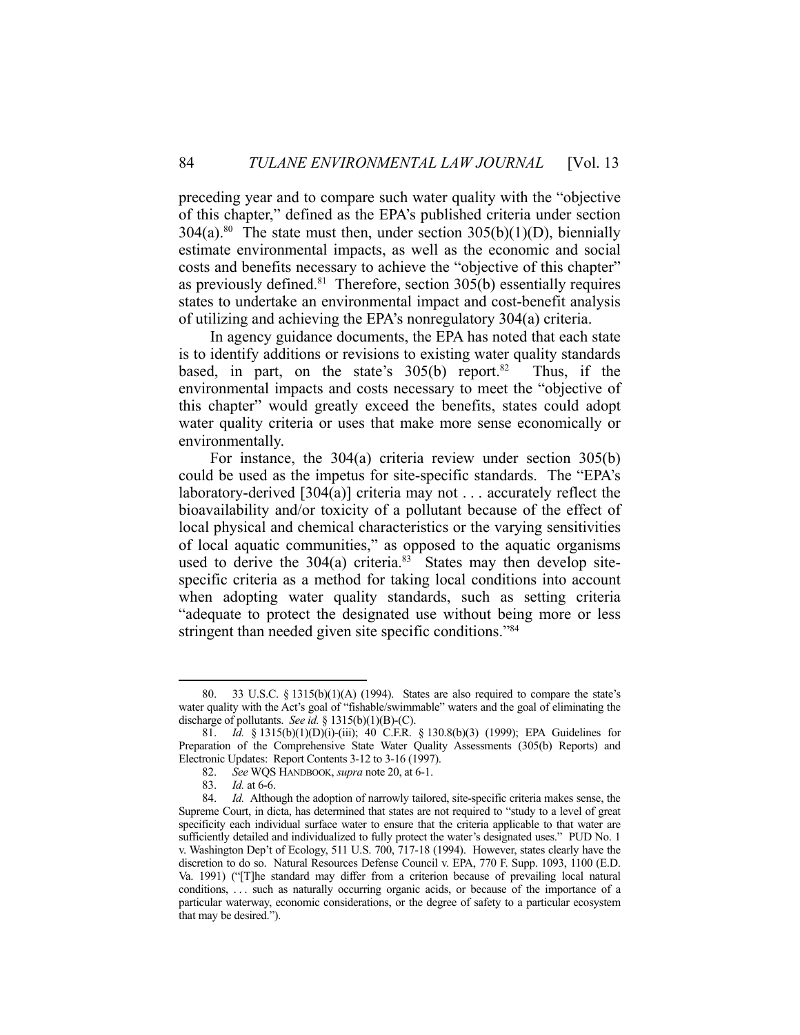preceding year and to compare such water quality with the "objective of this chapter," defined as the EPA's published criteria under section 304(a).[80] The state must then, under section 305(b)(1)(D), biennially estimate environmental impacts, as well as the economic and social costs and benefits necessary to achieve the "objective of this chapter" as previously defined.[81] Therefore, section 305(b) essentially requires states to undertake an environmental impact and cost-benefit analysis of utilizing and achieving the EPA's nonregulatory 304(a) criteria.

In agency guidance documents, the EPA has noted that each state is to identify additions or revisions to existing water quality standards based, in part, on the state's 305(b) report.[82] Thus, if the environmental impacts and costs necessary to meet the "objective of this chapter" would greatly exceed the benefits, states could adopt water quality criteria or uses that make more sense economically or environmentally.

For instance, the 304(a) criteria review under section 305(b) could be used as the impetus for site-specific standards. The "EPA's laboratory-derived [304(a)] criteria may not . . . accurately reflect the bioavailability and/or toxicity of a pollutant because of the effect of local physical and chemical characteristics or the varying sensitivities of local aquatic communities," as opposed to the aquatic organisms used to derive the 304(a) criteria.[83] States may then develop site-specific criteria as a method for taking local conditions into account when adopting water quality standards, such as setting criteria "adequate to protect the designated use without being more or less stringent than needed given site specific conditions."[84]

---

80. 33 U.S.C. § 1315(b)(1)(A) (1994). States are also required to compare the state's water quality with the Act's goal of "fishable/swimmable" waters and the goal of eliminating the discharge of pollutants. *See id.* § 1315(b)(1)(B)-(C).

81. *Id.* § 1315(b)(1)(D)(i)-(iii); 40 C.F.R. § 130.8(b)(3) (1999); EPA Guidelines for Preparation of the Comprehensive State Water Quality Assessments (305(b) Reports) and Electronic Updates: Report Contents 3-12 to 3-16 (1997).

82. *See* WQS HANDBOOK, *supra* note 20, at 6-1.

83. *Id.* at 6-6.

84. *Id.* Although the adoption of narrowly tailored, site-specific criteria makes sense, the Supreme Court, in dicta, has determined that states are not required to "study to a level of great specificity each individual surface water to ensure that the criteria applicable to that water are sufficiently detailed and individualized to fully protect the water's designated uses." PUD No. 1 v. Washington Dep't of Ecology, 511 U.S. 700, 717-18 (1994). However, states clearly have the discretion to do so. Natural Resources Defense Council v. EPA, 770 F. Supp. 1093, 1100 (E.D. Va. 1991) ("[T]he standard may differ from a criterion because of prevailing local natural conditions, . . . such as naturally occurring organic acids, or because of the importance of a particular waterway, economic considerations, or the degree of safety to a particular ecosystem that may be desired.").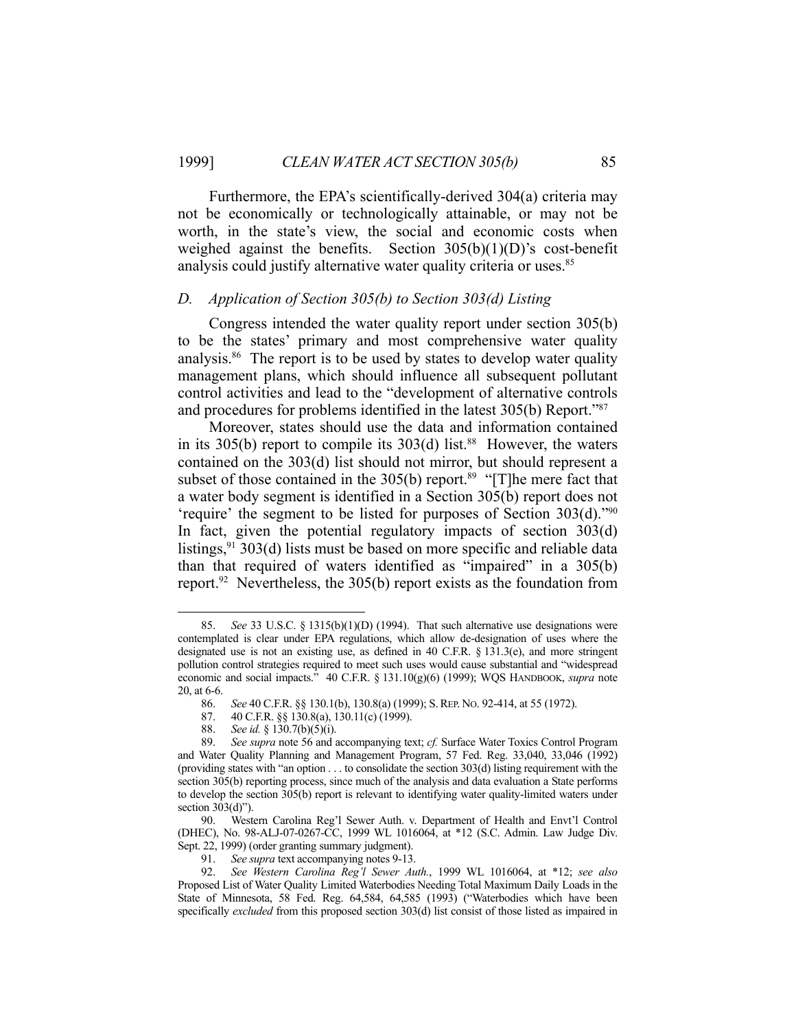Furthermore, the EPA's scientifically-derived 304(a) criteria may not be economically or technologically attainable, or may not be worth, in the state's view, the social and economic costs when weighed against the benefits. Section 305(b)(1)(D)'s cost-benefit analysis could justify alternative water quality criteria or uses.[85]

### *D. Application of Section 305(b) to Section 303(d) Listing*

Congress intended the water quality report under section 305(b) to be the states' primary and most comprehensive water quality analysis.[86] The report is to be used by states to develop water quality management plans, which should influence all subsequent pollutant control activities and lead to the "development of alternative controls and procedures for problems identified in the latest 305(b) Report."[87]

Moreover, states should use the data and information contained in its 305(b) report to compile its 303(d) list.[88] However, the waters contained on the 303(d) list should not mirror, but should represent a subset of those contained in the 305(b) report.[89] "[T]he mere fact that a water body segment is identified in a Section 305(b) report does not 'require' the segment to be listed for purposes of Section 303(d)."[90] In fact, given the potential regulatory impacts of section 303(d) listings,[91] 303(d) lists must be based on more specific and reliable data than that required of waters identified as "impaired" in a 305(b) report.[92] Nevertheless, the 305(b) report exists as the foundation from

---

85. *See* 33 U.S.C. § 1315(b)(1)(D) (1994). That such alternative use designations were contemplated is clear under EPA regulations, which allow de-designation of uses where the designated use is not an existing use, as defined in 40 C.F.R. § 131.3(e), and more stringent pollution control strategies required to meet such uses would cause substantial and "widespread economic and social impacts." 40 C.F.R. § 131.10(g)(6) (1999); WQS HANDBOOK, *supra* note 20, at 6-6.

86. *See* 40 C.F.R. §§ 130.1(b), 130.8(a) (1999); S. REP. NO. 92-414, at 55 (1972).

87. 40 C.F.R. §§ 130.8(a), 130.11(c) (1999).

88. *See id.* § 130.7(b)(5)(i).

89. *See supra* note 56 and accompanying text; *cf.* Surface Water Toxics Control Program and Water Quality Planning and Management Program, 57 Fed. Reg. 33,040, 33,046 (1992) (providing states with "an option . . . to consolidate the section 303(d) listing requirement with the section 305(b) reporting process, since much of the analysis and data evaluation a State performs to develop the section 305(b) report is relevant to identifying water quality-limited waters under section 303(d)").

90. Western Carolina Reg'l Sewer Auth. v. Department of Health and Envt'l Control (DHEC), No. 98-ALJ-07-0267-CC, 1999 WL 1016064, at *12 (S.C. Admin. Law Judge Div. Sept. 22, 1999) (order granting summary judgment).

91. *See supra* text accompanying notes 9-13.

92. *See Western Carolina Reg'l Sewer Auth.*, 1999 WL 1016064, at *12; *see also* Proposed List of Water Quality Limited Waterbodies Needing Total Maximum Daily Loads in the State of Minnesota, 58 Fed. Reg. 64,584, 64,585 (1993) ("Waterbodies which have been specifically *excluded* from this proposed section 303(d) list consist of those listed as impaired in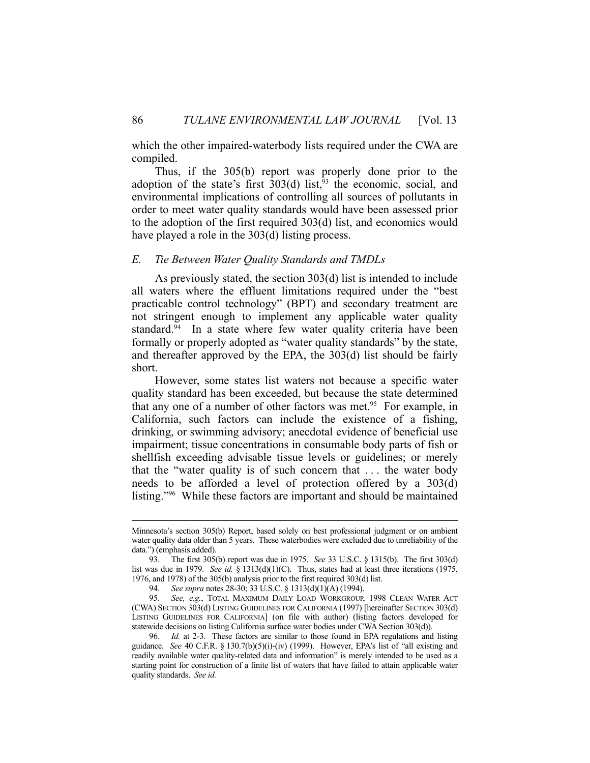which the other impaired-waterbody lists required under the CWA are compiled.

Thus, if the 305(b) report was properly done prior to the adoption of the state's first 303(d) list,[93] the economic, social, and environmental implications of controlling all sources of pollutants in order to meet water quality standards would have been assessed prior to the adoption of the first required 303(d) list, and economics would have played a role in the 303(d) listing process.

### *E. Tie Between Water Quality Standards and TMDLs*

As previously stated, the section 303(d) list is intended to include all waters where the effluent limitations required under the "best practicable control technology" (BPT) and secondary treatment are not stringent enough to implement any applicable water quality standard.[94] In a state where few water quality criteria have been formally or properly adopted as "water quality standards" by the state, and thereafter approved by the EPA, the 303(d) list should be fairly short.

However, some states list waters not because a specific water quality standard has been exceeded, but because the state determined that any one of a number of other factors was met.[95] For example, in California, such factors can include the existence of a fishing, drinking, or swimming advisory; anecdotal evidence of beneficial use impairment; tissue concentrations in consumable body parts of fish or shellfish exceeding advisable tissue levels or guidelines; or merely that the "water quality is of such concern that . . . the water body needs to be afforded a level of protection offered by a 303(d) listing."[96] While these factors are important and should be maintained

---

Minnesota's section 305(b) Report, based solely on best professional judgment or on ambient water quality data older than 5 years. These waterbodies were excluded due to unreliability of the data.") (emphasis added).

93. The first 305(b) report was due in 1975. *See* 33 U.S.C. § 1315(b). The first 303(d) list was due in 1979. *See id.* § 1313(d)(1)(C). Thus, states had at least three iterations (1975, 1976, and 1978) of the 305(b) analysis prior to the first required 303(d) list.

94. *See supra* notes 28-30; 33 U.S.C. § 1313(d)(1)(A) (1994).

95. *See, e.g.*, TOTAL MAXIMUM DAILY LOAD WORKGROUP, 1998 CLEAN WATER ACT (CWA) SECTION 303(d) LISTING GUIDELINES FOR CALIFORNIA (1997) [hereinafter SECTION 303(d) LISTING GUIDELINES FOR CALIFORNIA] (on file with author) (listing factors developed for statewide decisions on listing California surface water bodies under CWA Section 303(d)).

96. *Id.* at 2-3. These factors are similar to those found in EPA regulations and listing guidance. *See* 40 C.F.R. § 130.7(b)(5)(i)-(iv) (1999). However, EPA's list of "all existing and readily available water quality-related data and information" is merely intended to be used as a starting point for construction of a finite list of waters that have failed to attain applicable water quality standards. *See id.*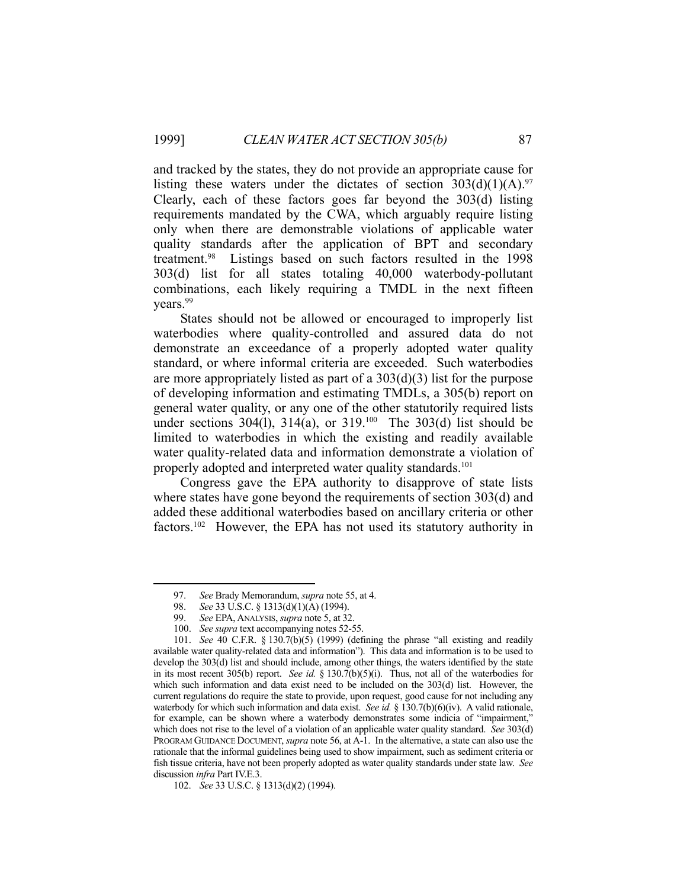and tracked by the states, they do not provide an appropriate cause for listing these waters under the dictates of section 303(d)(1)(A).[97] Clearly, each of these factors goes far beyond the 303(d) listing requirements mandated by the CWA, which arguably require listing only when there are demonstrable violations of applicable water quality standards after the application of BPT and secondary treatment.[98] Listings based on such factors resulted in the 1998 303(d) list for all states totaling 40,000 waterbody-pollutant combinations, each likely requiring a TMDL in the next fifteen years.[99]

States should not be allowed or encouraged to improperly list waterbodies where quality-controlled and assured data do not demonstrate an exceedance of a properly adopted water quality standard, or where informal criteria are exceeded. Such waterbodies are more appropriately listed as part of a 303(d)(3) list for the purpose of developing information and estimating TMDLs, a 305(b) report on general water quality, or any one of the other statutorily required lists under sections 304(l), 314(a), or 319.[100] The 303(d) list should be limited to waterbodies in which the existing and readily available water quality-related data and information demonstrate a violation of properly adopted and interpreted water quality standards.[101]

Congress gave the EPA authority to disapprove of state lists where states have gone beyond the requirements of section 303(d) and added these additional waterbodies based on ancillary criteria or other factors.[102] However, the EPA has not used its statutory authority in

---

97. *See* Brady Memorandum, *supra* note 55, at 4.

98. *See* 33 U.S.C. § 1313(d)(1)(A) (1994).

99. *See* EPA, ANALYSIS, *supra* note 5, at 32.

100. *See supra* text accompanying notes 52-55.

101. *See* 40 C.F.R. § 130.7(b)(5) (1999) (defining the phrase "all existing and readily available water quality-related data and information"). This data and information is to be used to develop the 303(d) list and should include, among other things, the waters identified by the state in its most recent 305(b) report. *See id.* § 130.7(b)(5)(i). Thus, not all of the waterbodies for which such information and data exist need to be included on the 303(d) list. However, the current regulations do require the state to provide, upon request, good cause for not including any waterbody for which such information and data exist. *See id.* § 130.7(b)(6)(iv). A valid rationale, for example, can be shown where a waterbody demonstrates some indicia of "impairment," which does not rise to the level of a violation of an applicable water quality standard. *See* 303(d) PROGRAM GUIDANCE DOCUMENT, *supra* note 56, at A-1. In the alternative, a state can also use the rationale that the informal guidelines being used to show impairment, such as sediment criteria or fish tissue criteria, have not been properly adopted as water quality standards under state law. *See* discussion *infra* Part IV.E.3.

102. *See* 33 U.S.C. § 1313(d)(2) (1994).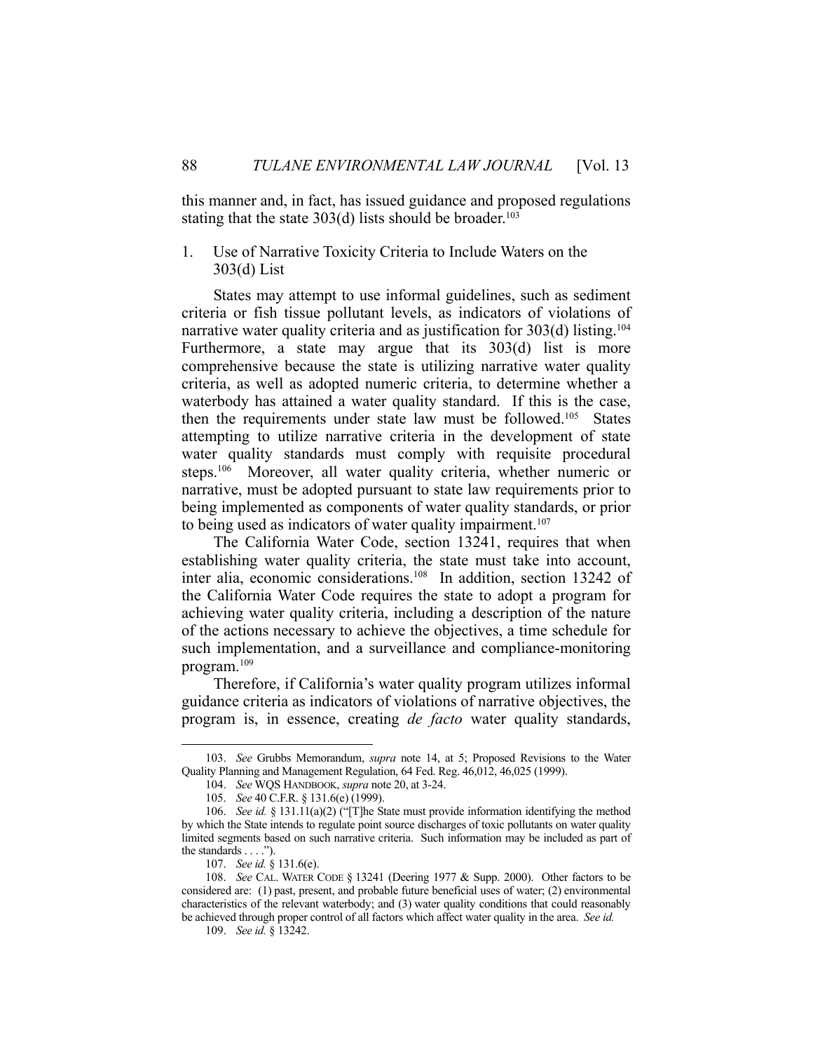this manner and, in fact, has issued guidance and proposed regulations stating that the state 303(d) lists should be broader.[103]

### 1. Use of Narrative Toxicity Criteria to Include Waters on the 303(d) List

States may attempt to use informal guidelines, such as sediment criteria or fish tissue pollutant levels, as indicators of violations of narrative water quality criteria and as justification for 303(d) listing.[104] Furthermore, a state may argue that its 303(d) list is more comprehensive because the state is utilizing narrative water quality criteria, as well as adopted numeric criteria, to determine whether a waterbody has attained a water quality standard. If this is the case, then the requirements under state law must be followed.[105] States attempting to utilize narrative criteria in the development of state water quality standards must comply with requisite procedural steps.[106] Moreover, all water quality criteria, whether numeric or narrative, must be adopted pursuant to state law requirements prior to being implemented as components of water quality standards, or prior to being used as indicators of water quality impairment.[107]

The California Water Code, section 13241, requires that when establishing water quality criteria, the state must take into account, inter alia, economic considerations.[108] In addition, section 13242 of the California Water Code requires the state to adopt a program for achieving water quality criteria, including a description of the nature of the actions necessary to achieve the objectives, a time schedule for such implementation, and a surveillance and compliance-monitoring program.[109]

Therefore, if California's water quality program utilizes informal guidance criteria as indicators of violations of narrative objectives, the program is, in essence, creating *de facto* water quality standards,

---

103. *See* Grubbs Memorandum, *supra* note 14, at 5; Proposed Revisions to the Water Quality Planning and Management Regulation, 64 Fed. Reg. 46,012, 46,025 (1999).

104. *See* WQS HANDBOOK, *supra* note 20, at 3-24.

105. *See* 40 C.F.R. § 131.6(e) (1999).

106. *See id.* § 131.11(a)(2) ("[T]he State must provide information identifying the method by which the State intends to regulate point source discharges of toxic pollutants on water quality limited segments based on such narrative criteria. Such information may be included as part of the standards . . . .").

107. *See id.* § 131.6(e).

108. *See* CAL. WATER CODE § 13241 (Deering 1977 & Supp. 2000). Other factors to be considered are: (1) past, present, and probable future beneficial uses of water; (2) environmental characteristics of the relevant waterbody; and (3) water quality conditions that could reasonably be achieved through proper control of all factors which affect water quality in the area. *See id.*

109. *See id.* § 13242.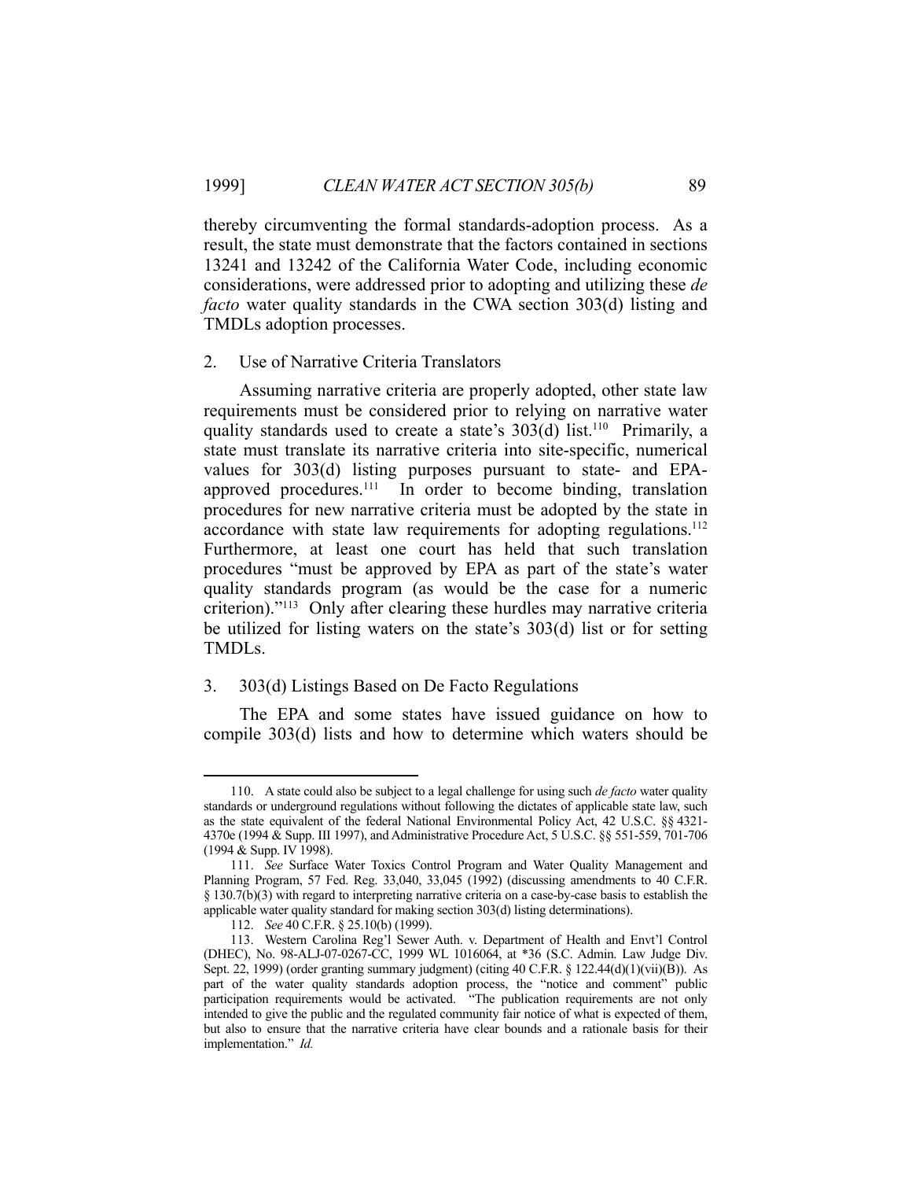thereby circumventing the formal standards-adoption process. As a result, the state must demonstrate that the factors contained in sections 13241 and 13242 of the California Water Code, including economic considerations, were addressed prior to adopting and utilizing these *de facto* water quality standards in the CWA section 303(d) listing and TMDLs adoption processes.

### 2. Use of Narrative Criteria Translators

Assuming narrative criteria are properly adopted, other state law requirements must be considered prior to relying on narrative water quality standards used to create a state's 303(d) list.[110] Primarily, a state must translate its narrative criteria into site-specific, numerical values for 303(d) listing purposes pursuant to state- and EPA-approved procedures.[111] In order to become binding, translation procedures for new narrative criteria must be adopted by the state in accordance with state law requirements for adopting regulations.[112] Furthermore, at least one court has held that such translation procedures "must be approved by EPA as part of the state's water quality standards program (as would be the case for a numeric criterion)."[113] Only after clearing these hurdles may narrative criteria be utilized for listing waters on the state's 303(d) list or for setting TMDLs.

### 3. 303(d) Listings Based on De Facto Regulations

The EPA and some states have issued guidance on how to compile 303(d) lists and how to determine which waters should be

---

110. A state could also be subject to a legal challenge for using such *de facto* water quality standards or underground regulations without following the dictates of applicable state law, such as the state equivalent of the federal National Environmental Policy Act, 42 U.S.C. §§ 4321-4370e (1994 & Supp. III 1997), and Administrative Procedure Act, 5 U.S.C. §§ 551-559, 701-706 (1994 & Supp. IV 1998).

111. *See* Surface Water Toxics Control Program and Water Quality Management and Planning Program, 57 Fed. Reg. 33,040, 33,045 (1992) (discussing amendments to 40 C.F.R. § 130.7(b)(3) with regard to interpreting narrative criteria on a case-by-case basis to establish the applicable water quality standard for making section 303(d) listing determinations).

112. *See* 40 C.F.R. § 25.10(b) (1999).

113. Western Carolina Reg'l Sewer Auth. v. Department of Health and Envt'l Control (DHEC), No. 98-ALJ-07-0267-CC, 1999 WL 1016064, at *36 (S.C. Admin. Law Judge Div. Sept. 22, 1999) (order granting summary judgment) (citing 40 C.F.R. § 122.44(d)(1)(vii)(B)). As part of the water quality standards adoption process, the "notice and comment" public participation requirements would be activated. "The publication requirements are not only intended to give the public and the regulated community fair notice of what is expected of them, but also to ensure that the narrative criteria have clear bounds and a rationale basis for their implementation." *Id.*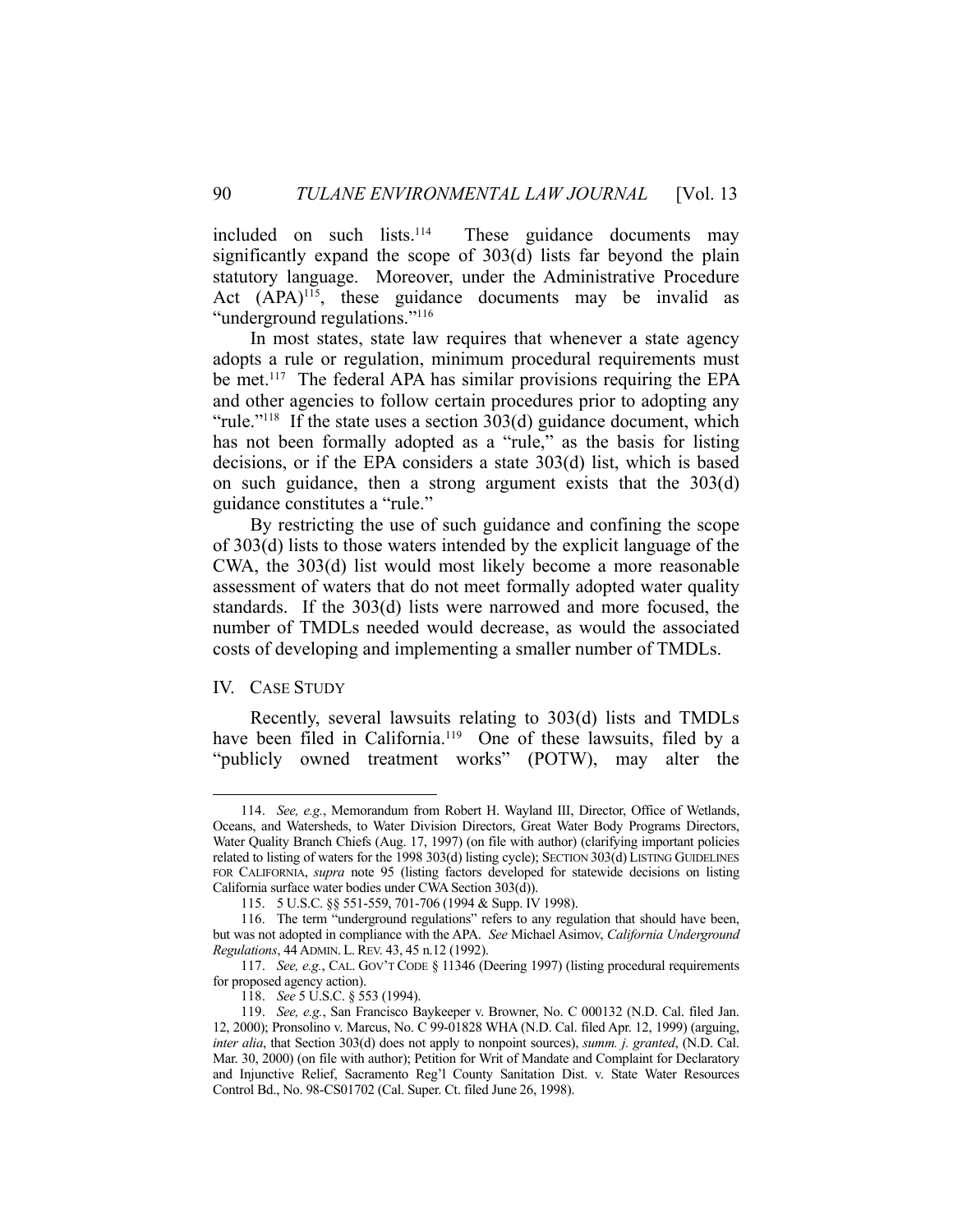included on such lists.[114] These guidance documents may significantly expand the scope of 303(d) lists far beyond the plain statutory language. Moreover, under the Administrative Procedure Act (APA)[115], these guidance documents may be invalid as "underground regulations."[116]

In most states, state law requires that whenever a state agency adopts a rule or regulation, minimum procedural requirements must be met.[117] The federal APA has similar provisions requiring the EPA and other agencies to follow certain procedures prior to adopting any "rule."[118] If the state uses a section 303(d) guidance document, which has not been formally adopted as a "rule," as the basis for listing decisions, or if the EPA considers a state 303(d) list, which is based on such guidance, then a strong argument exists that the 303(d) guidance constitutes a "rule."

By restricting the use of such guidance and confining the scope of 303(d) lists to those waters intended by the explicit language of the CWA, the 303(d) list would most likely become a more reasonable assessment of waters that do not meet formally adopted water quality standards. If the 303(d) lists were narrowed and more focused, the number of TMDLs needed would decrease, as would the associated costs of developing and implementing a smaller number of TMDLs.

## IV. Case Study

Recently, several lawsuits relating to 303(d) lists and TMDLs have been filed in California.[119] One of these lawsuits, filed by a "publicly owned treatment works" (POTW), may alter the

---

114. *See, e.g.*, Memorandum from Robert H. Wayland III, Director, Office of Wetlands, Oceans, and Watersheds, to Water Division Directors, Great Water Body Programs Directors, Water Quality Branch Chiefs (Aug. 17, 1997) (on file with author) (clarifying important policies related to listing of waters for the 1998 303(d) listing cycle); Section 303(d) Listing Guidelines for California, *supra* note 95 (listing factors developed for statewide decisions on listing California surface water bodies under CWA Section 303(d)).

115. 5 U.S.C. §§ 551-559, 701-706 (1994 & Supp. IV 1998).

116. The term "underground regulations" refers to any regulation that should have been, but was not adopted in compliance with the APA. *See* Michael Asimov, *California Underground Regulations*, 44 Admin. L. Rev. 43, 45 n.12 (1992).

117. *See, e.g.*, Cal. Gov't Code § 11346 (Deering 1997) (listing procedural requirements for proposed agency action).

118. *See* 5 U.S.C. § 553 (1994).

119. *See, e.g.*, San Francisco Baykeeper v. Browner, No. C 000132 (N.D. Cal. filed Jan. 12, 2000); Pronsolino v. Marcus, No. C 99-01828 WHA (N.D. Cal. filed Apr. 12, 1999) (arguing, *inter alia*, that Section 303(d) does not apply to nonpoint sources), *summ. j. granted*, (N.D. Cal. Mar. 30, 2000) (on file with author); Petition for Writ of Mandate and Complaint for Declaratory and Injunctive Relief, Sacramento Reg'l County Sanitation Dist. v. State Water Resources Control Bd., No. 98-CS01702 (Cal. Super. Ct. filed June 26, 1998).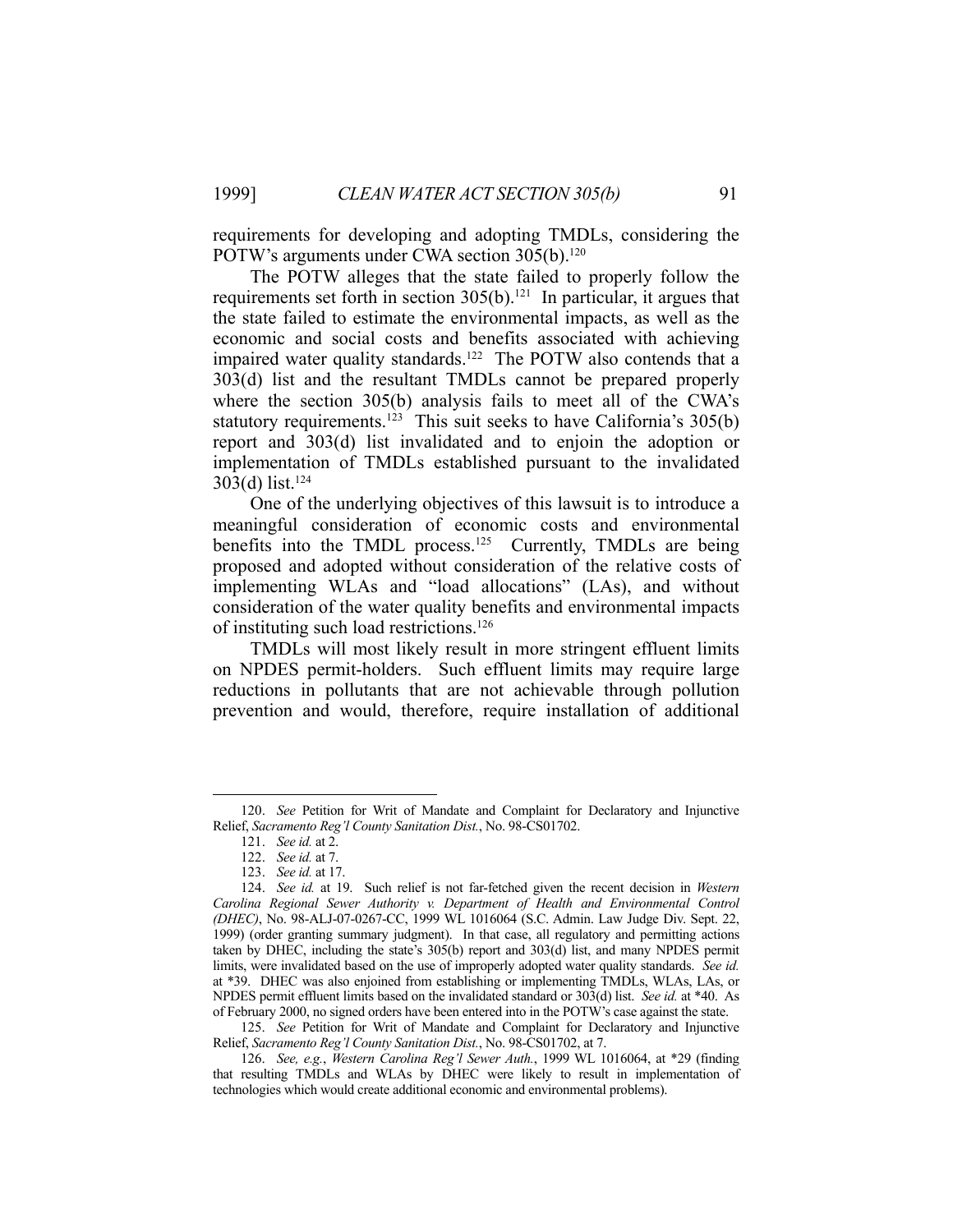requirements for developing and adopting TMDLs, considering the POTW's arguments under CWA section 305(b).[120]

The POTW alleges that the state failed to properly follow the requirements set forth in section 305(b).[121] In particular, it argues that the state failed to estimate the environmental impacts, as well as the economic and social costs and benefits associated with achieving impaired water quality standards.[122] The POTW also contends that a 303(d) list and the resultant TMDLs cannot be prepared properly where the section 305(b) analysis fails to meet all of the CWA's statutory requirements.[123] This suit seeks to have California's 305(b) report and 303(d) list invalidated and to enjoin the adoption or implementation of TMDLs established pursuant to the invalidated 303(d) list.[124]

One of the underlying objectives of this lawsuit is to introduce a meaningful consideration of economic costs and environmental benefits into the TMDL process.[125] Currently, TMDLs are being proposed and adopted without consideration of the relative costs of implementing WLAs and "load allocations" (LAs), and without consideration of the water quality benefits and environmental impacts of instituting such load restrictions.[126]

TMDLs will most likely result in more stringent effluent limits on NPDES permit-holders. Such effluent limits may require large reductions in pollutants that are not achievable through pollution prevention and would, therefore, require installation of additional

---

120. *See* Petition for Writ of Mandate and Complaint for Declaratory and Injunctive Relief, *Sacramento Reg'l County Sanitation Dist.*, No. 98-CS01702.

121. *See id.* at 2.

122. *See id.* at 7.

123. *See id.* at 17.

124. *See id.* at 19. Such relief is not far-fetched given the recent decision in *Western Carolina Regional Sewer Authority v. Department of Health and Environmental Control (DHEC)*, No. 98-ALJ-07-0267-CC, 1999 WL 1016064 (S.C. Admin. Law Judge Div. Sept. 22, 1999) (order granting summary judgment). In that case, all regulatory and permitting actions taken by DHEC, including the state's 305(b) report and 303(d) list, and many NPDES permit limits, were invalidated based on the use of improperly adopted water quality standards. *See id.* at *39. DHEC was also enjoined from establishing or implementing TMDLs, WLAs, LAs, or NPDES permit effluent limits based on the invalidated standard or 303(d) list. *See id.* at *40. As of February 2000, no signed orders have been entered into in the POTW's case against the state.

125. *See* Petition for Writ of Mandate and Complaint for Declaratory and Injunctive Relief, *Sacramento Reg'l County Sanitation Dist.*, No. 98-CS01702, at 7.

126. *See, e.g.*, *Western Carolina Reg'l Sewer Auth.*, 1999 WL 1016064, at *29 (finding that resulting TMDLs and WLAs by DHEC were likely to result in implementation of technologies which would create additional economic and environmental problems).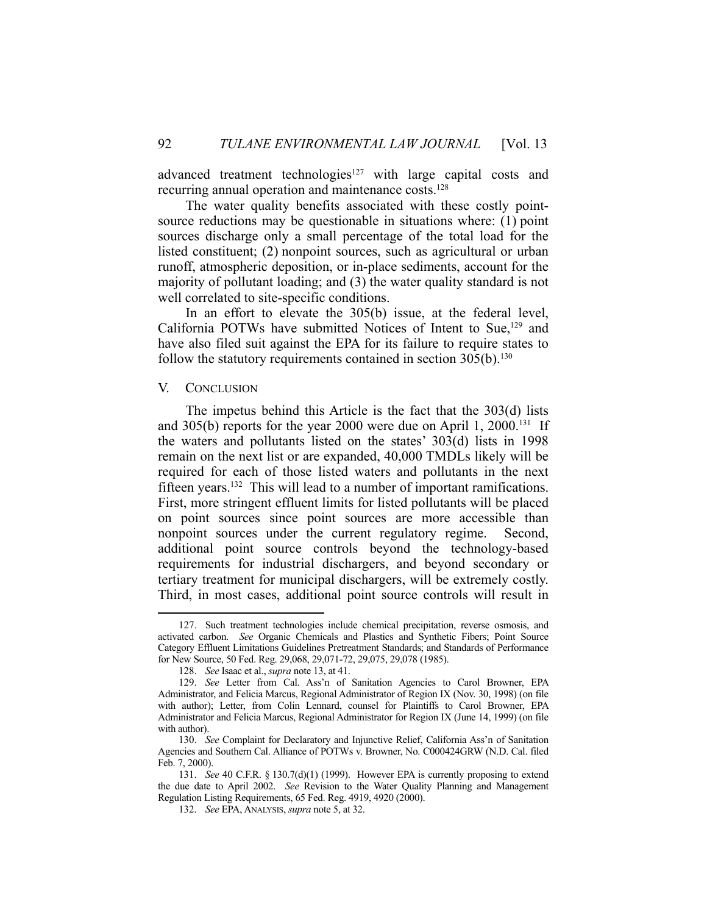advanced treatment technologies[127] with large capital costs and recurring annual operation and maintenance costs.[128]

The water quality benefits associated with these costly point-source reductions may be questionable in situations where: (1) point sources discharge only a small percentage of the total load for the listed constituent; (2) nonpoint sources, such as agricultural or urban runoff, atmospheric deposition, or in-place sediments, account for the majority of pollutant loading; and (3) the water quality standard is not well correlated to site-specific conditions.

In an effort to elevate the 305(b) issue, at the federal level, California POTWs have submitted Notices of Intent to Sue,[129] and have also filed suit against the EPA for its failure to require states to follow the statutory requirements contained in section 305(b).[130]

## V. CONCLUSION

The impetus behind this Article is the fact that the 303(d) lists and 305(b) reports for the year 2000 were due on April 1, 2000.[131] If the waters and pollutants listed on the states' 303(d) lists in 1998 remain on the next list or are expanded, 40,000 TMDLs likely will be required for each of those listed waters and pollutants in the next fifteen years.[132] This will lead to a number of important ramifications. First, more stringent effluent limits for listed pollutants will be placed on point sources since point sources are more accessible than nonpoint sources under the current regulatory regime. Second, additional point source controls beyond the technology-based requirements for industrial dischargers, and beyond secondary or tertiary treatment for municipal dischargers, will be extremely costly. Third, in most cases, additional point source controls will result in

---

127. Such treatment technologies include chemical precipitation, reverse osmosis, and activated carbon. *See* Organic Chemicals and Plastics and Synthetic Fibers; Point Source Category Effluent Limitations Guidelines Pretreatment Standards; and Standards of Performance for New Source, 50 Fed. Reg. 29,068, 29,071-72, 29,075, 29,078 (1985).

128. *See* Isaac et al., *supra* note 13, at 41.

129. *See* Letter from Cal. Ass'n of Sanitation Agencies to Carol Browner, EPA Administrator, and Felicia Marcus, Regional Administrator of Region IX (Nov. 30, 1998) (on file with author); Letter, from Colin Lennard, counsel for Plaintiffs to Carol Browner, EPA Administrator and Felicia Marcus, Regional Administrator for Region IX (June 14, 1999) (on file with author).

130. *See* Complaint for Declaratory and Injunctive Relief, California Ass'n of Sanitation Agencies and Southern Cal. Alliance of POTWs v. Browner, No. C000424GRW (N.D. Cal. filed Feb. 7, 2000).

131. *See* 40 C.F.R. § 130.7(d)(1) (1999). However EPA is currently proposing to extend the due date to April 2002. *See* Revision to the Water Quality Planning and Management Regulation Listing Requirements, 65 Fed. Reg. 4919, 4920 (2000).

132. *See* EPA, ANALYSIS, *supra* note 5, at 32.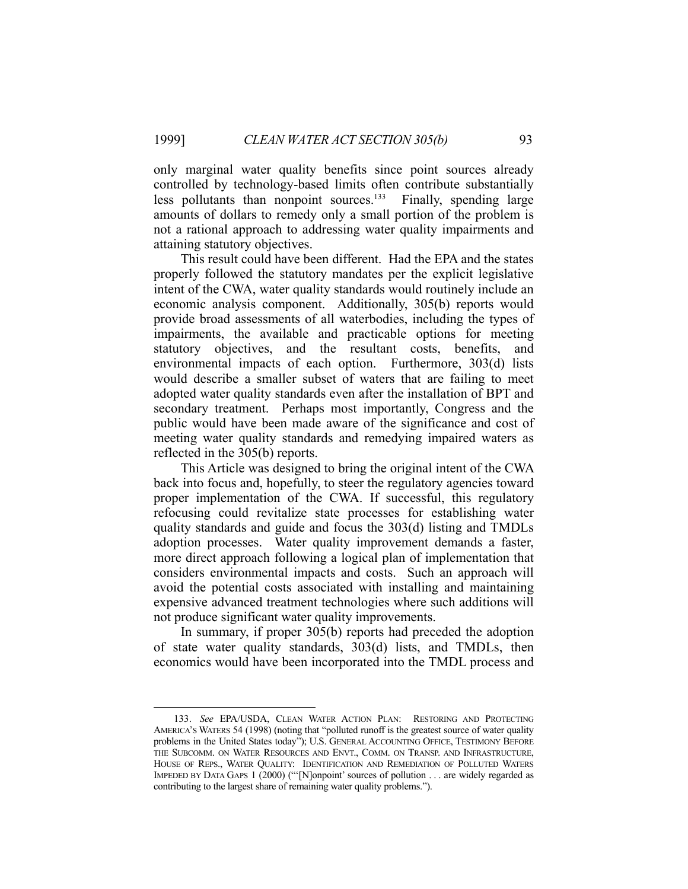only marginal water quality benefits since point sources already controlled by technology-based limits often contribute substantially less pollutants than nonpoint sources.[133] Finally, spending large amounts of dollars to remedy only a small portion of the problem is not a rational approach to addressing water quality impairments and attaining statutory objectives.

This result could have been different. Had the EPA and the states properly followed the statutory mandates per the explicit legislative intent of the CWA, water quality standards would routinely include an economic analysis component. Additionally, 305(b) reports would provide broad assessments of all waterbodies, including the types of impairments, the available and practicable options for meeting statutory objectives, and the resultant costs, benefits, and environmental impacts of each option. Furthermore, 303(d) lists would describe a smaller subset of waters that are failing to meet adopted water quality standards even after the installation of BPT and secondary treatment. Perhaps most importantly, Congress and the public would have been made aware of the significance and cost of meeting water quality standards and remedying impaired waters as reflected in the 305(b) reports.

This Article was designed to bring the original intent of the CWA back into focus and, hopefully, to steer the regulatory agencies toward proper implementation of the CWA. If successful, this regulatory refocusing could revitalize state processes for establishing water quality standards and guide and focus the 303(d) listing and TMDLs adoption processes. Water quality improvement demands a faster, more direct approach following a logical plan of implementation that considers environmental impacts and costs. Such an approach will avoid the potential costs associated with installing and maintaining expensive advanced treatment technologies where such additions will not produce significant water quality improvements.

In summary, if proper 305(b) reports had preceded the adoption of state water quality standards, 303(d) lists, and TMDLs, then economics would have been incorporated into the TMDL process and

---

133. *See* EPA/USDA, CLEAN WATER ACTION PLAN: RESTORING AND PROTECTING AMERICA'S WATERS 54 (1998) (noting that "polluted runoff is the greatest source of water quality problems in the United States today"); U.S. GENERAL ACCOUNTING OFFICE, TESTIMONY BEFORE THE SUBCOMM. ON WATER RESOURCES AND ENVT., COMM. ON TRANSP. AND INFRASTRUCTURE, HOUSE OF REPS., WATER QUALITY: IDENTIFICATION AND REMEDIATION OF POLLUTED WATERS IMPEDED BY DATA GAPS 1 (2000) ("'[N]onpoint' sources of pollution . . . are widely regarded as contributing to the largest share of remaining water quality problems.").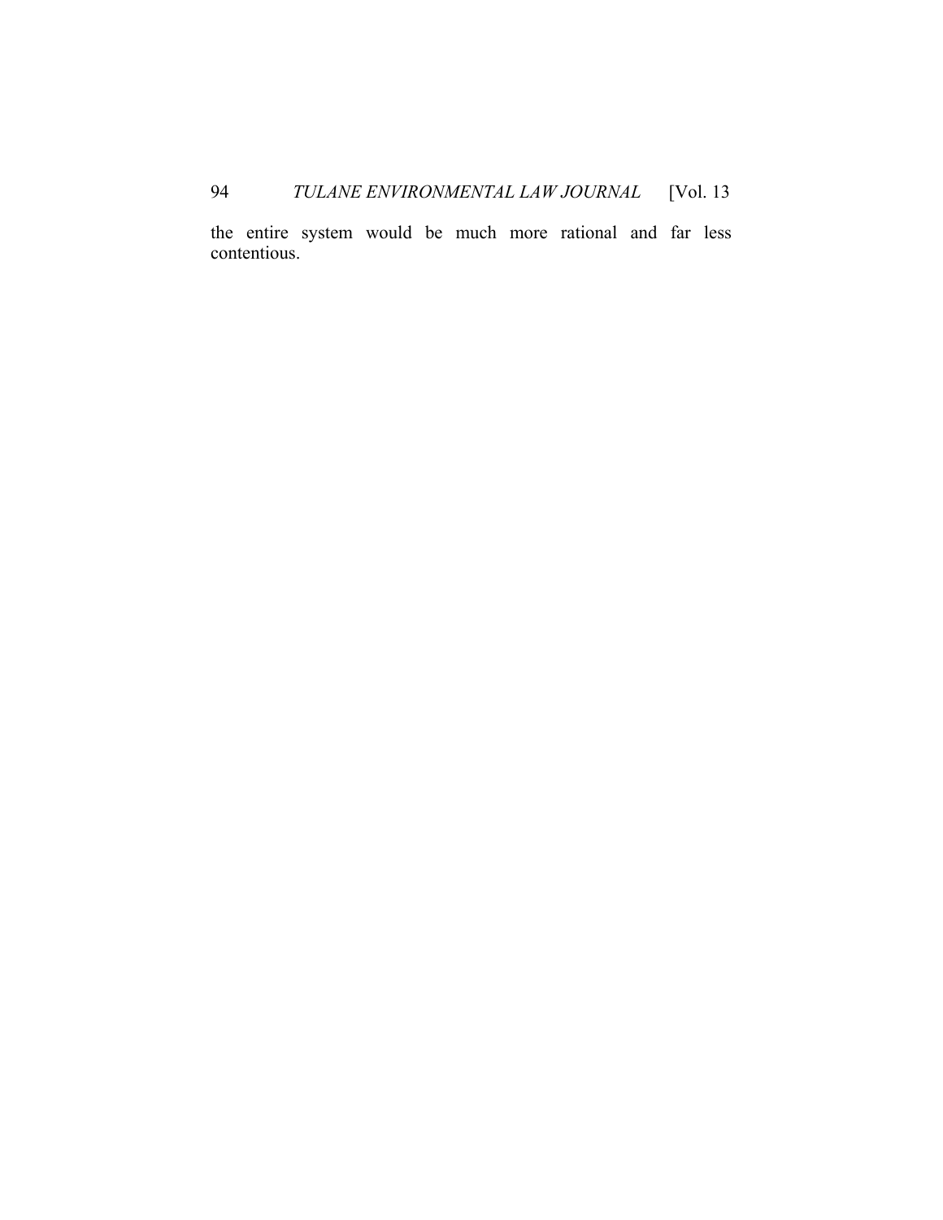the entire system would be much more rational and far less contentious.